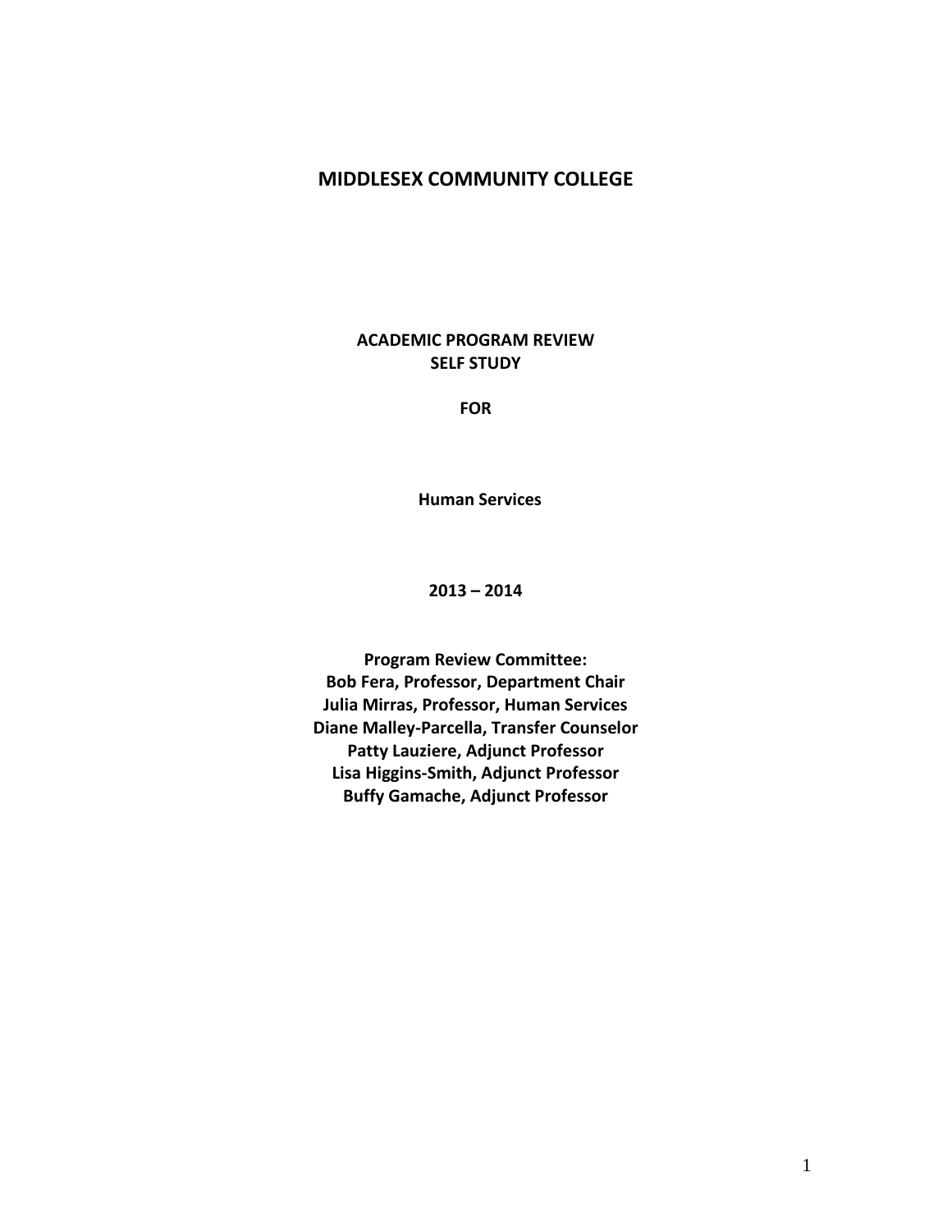# MIDDLESEX COMMUNITY COLLEGE

## ACADEMIC PROGRAM REVIEW
## SELF STUDY

**FOR**

**Human Services**

**2013 – 2014**

**Program Review Committee:**
**Bob Fera, Professor, Department Chair**
**Julia Mirras, Professor, Human Services**
**Diane Malley-Parcella, Transfer Counselor**
**Patty Lauziere, Adjunct Professor**
**Lisa Higgins-Smith, Adjunct Professor**
**Buffy Gamache, Adjunct Professor**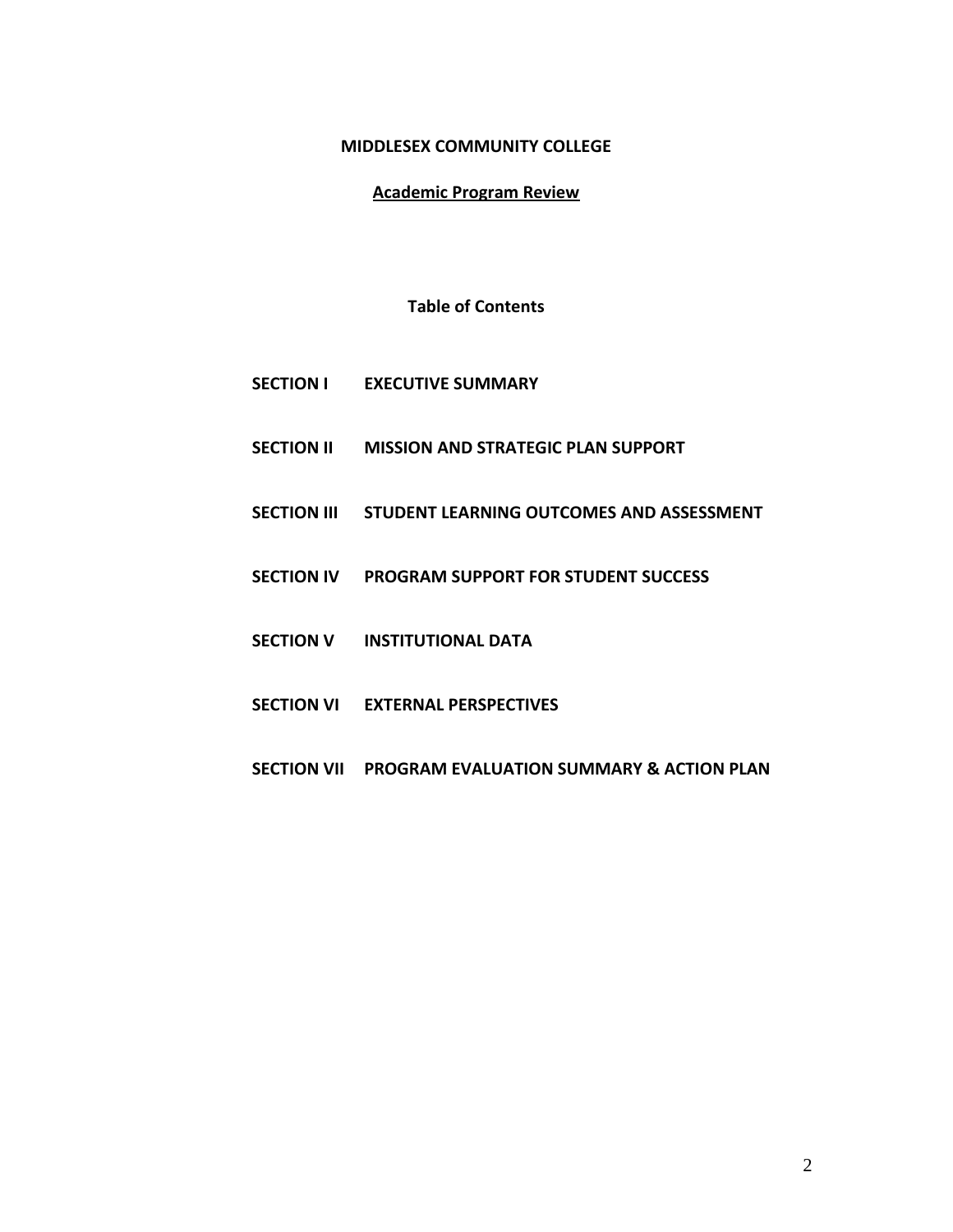**MIDDLESEX COMMUNITY COLLEGE**

**Academic Program Review**

**Table of Contents**

**SECTION I EXECUTIVE SUMMARY**

**SECTION II MISSION AND STRATEGIC PLAN SUPPORT**

**SECTION III STUDENT LEARNING OUTCOMES AND ASSESSMENT**

**SECTION IV PROGRAM SUPPORT FOR STUDENT SUCCESS**

**SECTION V INSTITUTIONAL DATA**

**SECTION VI EXTERNAL PERSPECTIVES**

**SECTION VII PROGRAM EVALUATION SUMMARY & ACTION PLAN**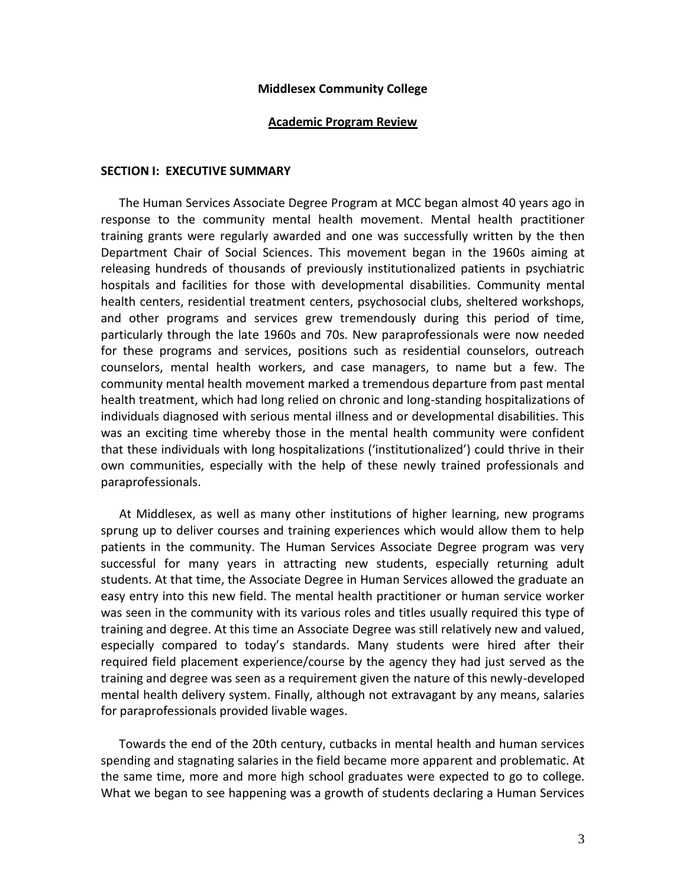**Middlesex Community College**

**Academic Program Review**

## SECTION I: EXECUTIVE SUMMARY

The Human Services Associate Degree Program at MCC began almost 40 years ago in response to the community mental health movement. Mental health practitioner training grants were regularly awarded and one was successfully written by the then Department Chair of Social Sciences. This movement began in the 1960s aiming at releasing hundreds of thousands of previously institutionalized patients in psychiatric hospitals and facilities for those with developmental disabilities. Community mental health centers, residential treatment centers, psychosocial clubs, sheltered workshops, and other programs and services grew tremendously during this period of time, particularly through the late 1960s and 70s. New paraprofessionals were now needed for these programs and services, positions such as residential counselors, outreach counselors, mental health workers, and case managers, to name but a few. The community mental health movement marked a tremendous departure from past mental health treatment, which had long relied on chronic and long-standing hospitalizations of individuals diagnosed with serious mental illness and or developmental disabilities. This was an exciting time whereby those in the mental health community were confident that these individuals with long hospitalizations ('institutionalized') could thrive in their own communities, especially with the help of these newly trained professionals and paraprofessionals.

At Middlesex, as well as many other institutions of higher learning, new programs sprung up to deliver courses and training experiences which would allow them to help patients in the community. The Human Services Associate Degree program was very successful for many years in attracting new students, especially returning adult students. At that time, the Associate Degree in Human Services allowed the graduate an easy entry into this new field. The mental health practitioner or human service worker was seen in the community with its various roles and titles usually required this type of training and degree. At this time an Associate Degree was still relatively new and valued, especially compared to today's standards. Many students were hired after their required field placement experience/course by the agency they had just served as the training and degree was seen as a requirement given the nature of this newly-developed mental health delivery system. Finally, although not extravagant by any means, salaries for paraprofessionals provided livable wages.

Towards the end of the 20th century, cutbacks in mental health and human services spending and stagnating salaries in the field became more apparent and problematic. At the same time, more and more high school graduates were expected to go to college. What we began to see happening was a growth of students declaring a Human Services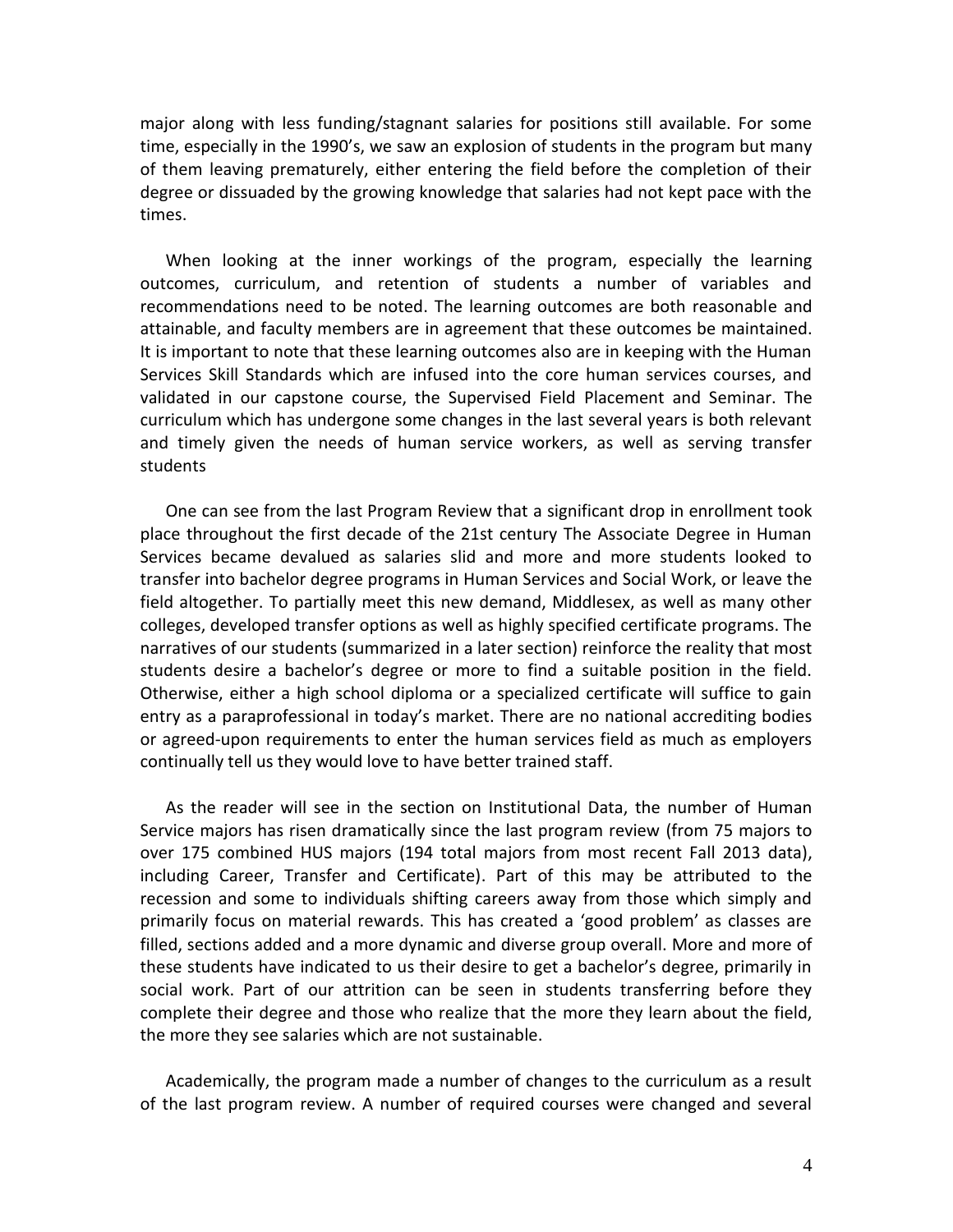major along with less funding/stagnant salaries for positions still available. For some time, especially in the 1990's, we saw an explosion of students in the program but many of them leaving prematurely, either entering the field before the completion of their degree or dissuaded by the growing knowledge that salaries had not kept pace with the times.

When looking at the inner workings of the program, especially the learning outcomes, curriculum, and retention of students a number of variables and recommendations need to be noted. The learning outcomes are both reasonable and attainable, and faculty members are in agreement that these outcomes be maintained. It is important to note that these learning outcomes also are in keeping with the Human Services Skill Standards which are infused into the core human services courses, and validated in our capstone course, the Supervised Field Placement and Seminar. The curriculum which has undergone some changes in the last several years is both relevant and timely given the needs of human service workers, as well as serving transfer students

One can see from the last Program Review that a significant drop in enrollment took place throughout the first decade of the 21st century The Associate Degree in Human Services became devalued as salaries slid and more and more students looked to transfer into bachelor degree programs in Human Services and Social Work, or leave the field altogether. To partially meet this new demand, Middlesex, as well as many other colleges, developed transfer options as well as highly specified certificate programs. The narratives of our students (summarized in a later section) reinforce the reality that most students desire a bachelor's degree or more to find a suitable position in the field. Otherwise, either a high school diploma or a specialized certificate will suffice to gain entry as a paraprofessional in today's market. There are no national accrediting bodies or agreed-upon requirements to enter the human services field as much as employers continually tell us they would love to have better trained staff.

As the reader will see in the section on Institutional Data, the number of Human Service majors has risen dramatically since the last program review (from 75 majors to over 175 combined HUS majors (194 total majors from most recent Fall 2013 data), including Career, Transfer and Certificate). Part of this may be attributed to the recession and some to individuals shifting careers away from those which simply and primarily focus on material rewards. This has created a 'good problem' as classes are filled, sections added and a more dynamic and diverse group overall. More and more of these students have indicated to us their desire to get a bachelor's degree, primarily in social work. Part of our attrition can be seen in students transferring before they complete their degree and those who realize that the more they learn about the field, the more they see salaries which are not sustainable.

Academically, the program made a number of changes to the curriculum as a result of the last program review. A number of required courses were changed and several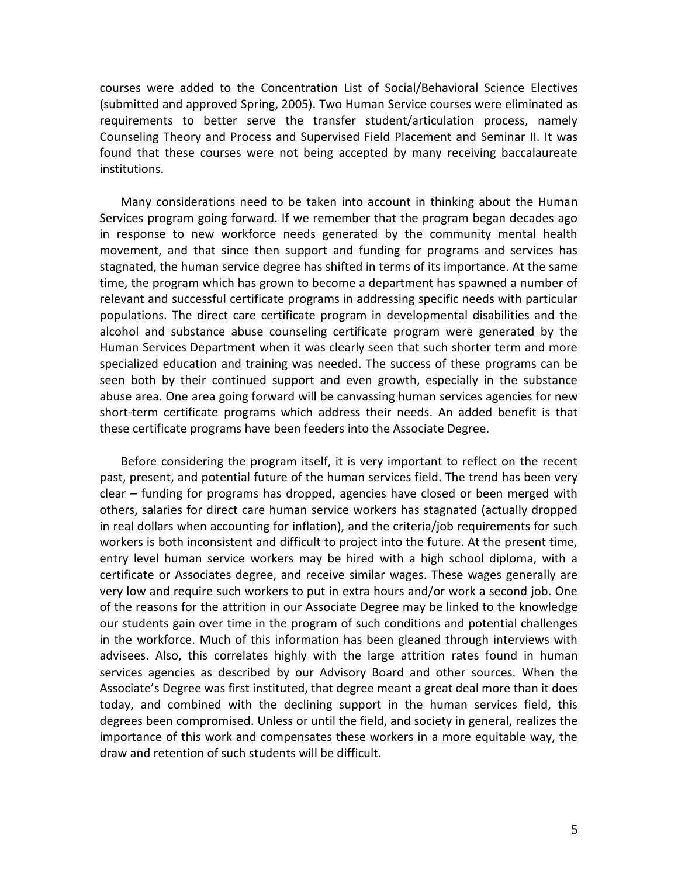courses were added to the Concentration List of Social/Behavioral Science Electives (submitted and approved Spring, 2005). Two Human Service courses were eliminated as requirements to better serve the transfer student/articulation process, namely Counseling Theory and Process and Supervised Field Placement and Seminar II. It was found that these courses were not being accepted by many receiving baccalaureate institutions.

Many considerations need to be taken into account in thinking about the Human Services program going forward. If we remember that the program began decades ago in response to new workforce needs generated by the community mental health movement, and that since then support and funding for programs and services has stagnated, the human service degree has shifted in terms of its importance. At the same time, the program which has grown to become a department has spawned a number of relevant and successful certificate programs in addressing specific needs with particular populations. The direct care certificate program in developmental disabilities and the alcohol and substance abuse counseling certificate program were generated by the Human Services Department when it was clearly seen that such shorter term and more specialized education and training was needed. The success of these programs can be seen both by their continued support and even growth, especially in the substance abuse area. One area going forward will be canvassing human services agencies for new short-term certificate programs which address their needs. An added benefit is that these certificate programs have been feeders into the Associate Degree.

Before considering the program itself, it is very important to reflect on the recent past, present, and potential future of the human services field. The trend has been very clear – funding for programs has dropped, agencies have closed or been merged with others, salaries for direct care human service workers has stagnated (actually dropped in real dollars when accounting for inflation), and the criteria/job requirements for such workers is both inconsistent and difficult to project into the future. At the present time, entry level human service workers may be hired with a high school diploma, with a certificate or Associates degree, and receive similar wages. These wages generally are very low and require such workers to put in extra hours and/or work a second job. One of the reasons for the attrition in our Associate Degree may be linked to the knowledge our students gain over time in the program of such conditions and potential challenges in the workforce. Much of this information has been gleaned through interviews with advisees. Also, this correlates highly with the large attrition rates found in human services agencies as described by our Advisory Board and other sources. When the Associate's Degree was first instituted, that degree meant a great deal more than it does today, and combined with the declining support in the human services field, this degrees been compromised. Unless or until the field, and society in general, realizes the importance of this work and compensates these workers in a more equitable way, the draw and retention of such students will be difficult.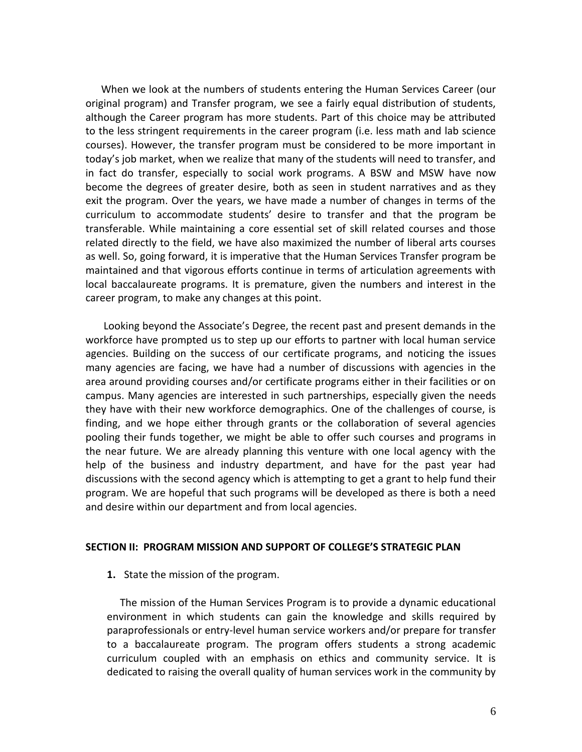When we look at the numbers of students entering the Human Services Career (our original program) and Transfer program, we see a fairly equal distribution of students, although the Career program has more students. Part of this choice may be attributed to the less stringent requirements in the career program (i.e. less math and lab science courses). However, the transfer program must be considered to be more important in today's job market, when we realize that many of the students will need to transfer, and in fact do transfer, especially to social work programs. A BSW and MSW have now become the degrees of greater desire, both as seen in student narratives and as they exit the program. Over the years, we have made a number of changes in terms of the curriculum to accommodate students' desire to transfer and that the program be transferable. While maintaining a core essential set of skill related courses and those related directly to the field, we have also maximized the number of liberal arts courses as well. So, going forward, it is imperative that the Human Services Transfer program be maintained and that vigorous efforts continue in terms of articulation agreements with local baccalaureate programs. It is premature, given the numbers and interest in the career program, to make any changes at this point.

Looking beyond the Associate's Degree, the recent past and present demands in the workforce have prompted us to step up our efforts to partner with local human service agencies. Building on the success of our certificate programs, and noticing the issues many agencies are facing, we have had a number of discussions with agencies in the area around providing courses and/or certificate programs either in their facilities or on campus. Many agencies are interested in such partnerships, especially given the needs they have with their new workforce demographics. One of the challenges of course, is finding, and we hope either through grants or the collaboration of several agencies pooling their funds together, we might be able to offer such courses and programs in the near future. We are already planning this venture with one local agency with the help of the business and industry department, and have for the past year had discussions with the second agency which is attempting to get a grant to help fund their program. We are hopeful that such programs will be developed as there is both a need and desire within our department and from local agencies.

## SECTION II: PROGRAM MISSION AND SUPPORT OF COLLEGE'S STRATEGIC PLAN

**1.** State the mission of the program.

The mission of the Human Services Program is to provide a dynamic educational environment in which students can gain the knowledge and skills required by paraprofessionals or entry-level human service workers and/or prepare for transfer to a baccalaureate program. The program offers students a strong academic curriculum coupled with an emphasis on ethics and community service. It is dedicated to raising the overall quality of human services work in the community by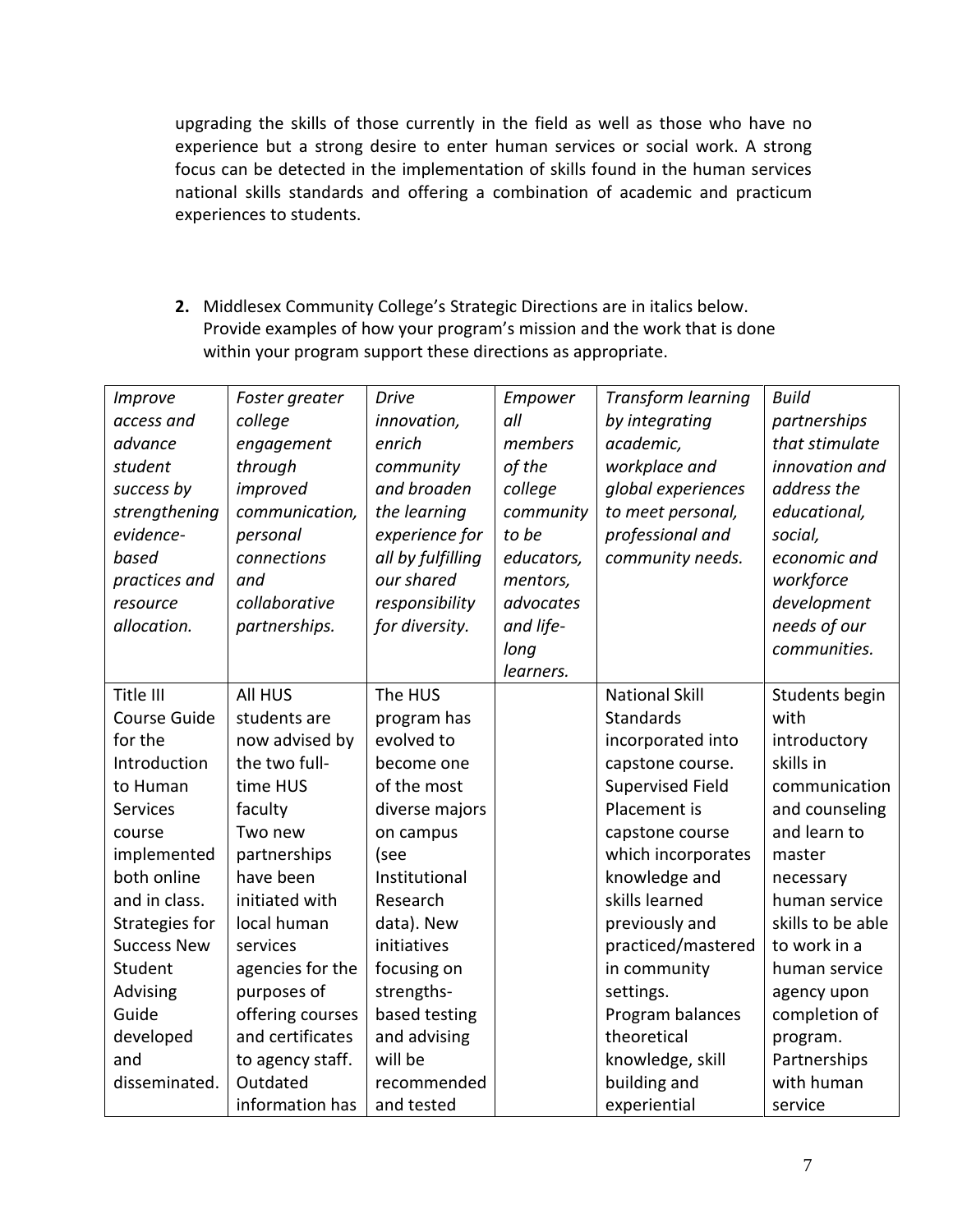upgrading the skills of those currently in the field as well as those who have no experience but a strong desire to enter human services or social work. A strong focus can be detected in the implementation of skills found in the human services national skills standards and offering a combination of academic and practicum experiences to students.

2. Middlesex Community College's Strategic Directions are in italics below. Provide examples of how your program's mission and the work that is done within your program support these directions as appropriate.

| *Improve access and advance student success by strengthening evidence-based practices and resource allocation.* | *Foster greater college engagement through improved communication, personal connections and collaborative partnerships.* | *Drive innovation, enrich community and broaden the learning experience for all by fulfilling our shared responsibility for diversity.* | *Empower all members of the college community to be educators, mentors, advocates and life-long learners.* | *Transform learning by integrating academic, workplace and global experiences to meet personal, professional and community needs.* | *Build partnerships that stimulate innovation and address the educational, social, economic and workforce development needs of our communities.* |
|---|---|---|---|---|---|
| Title III Course Guide for the Introduction to Human Services course implemented both online and in class. Strategies for Success New Student Advising Guide developed and disseminated. | All HUS students are now advised by the two full-time HUS faculty Two new partnerships have been initiated with local human services agencies for the purposes of offering courses and certificates to agency staff. Outdated information has | The HUS program has evolved to become one of the most diverse majors on campus (see Institutional Research data). New initiatives focusing on strengths-based testing and advising will be recommended and tested | | National Skill Standards incorporated into capstone course. Supervised Field Placement is capstone course which incorporates knowledge and skills learned previously and practiced/mastered in community settings. Program balances theoretical knowledge, skill building and experiential | Students begin with introductory skills in communication and counseling and learn to master necessary human service skills to be able to work in a human service agency upon completion of program. Partnerships with human service |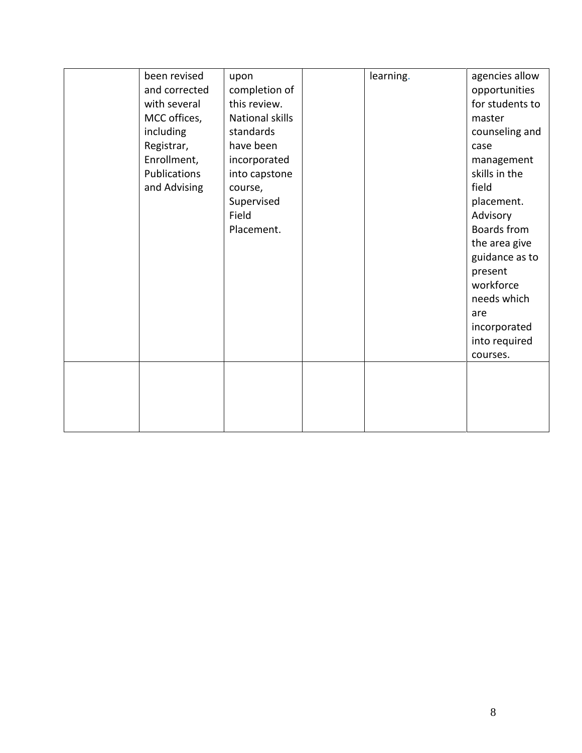| | | | | | |
|---|---|---|---|---|---|
| | been revised and corrected with several MCC offices, including Registrar, Enrollment, Publications and Advising | upon completion of this review. National skills standards have been incorporated into capstone course, Supervised Field Placement. | | learning. | agencies allow opportunities for students to master counseling and case management skills in the field placement. Advisory Boards from the area give guidance as to present workforce needs which are incorporated into required courses. |
| | | | | | |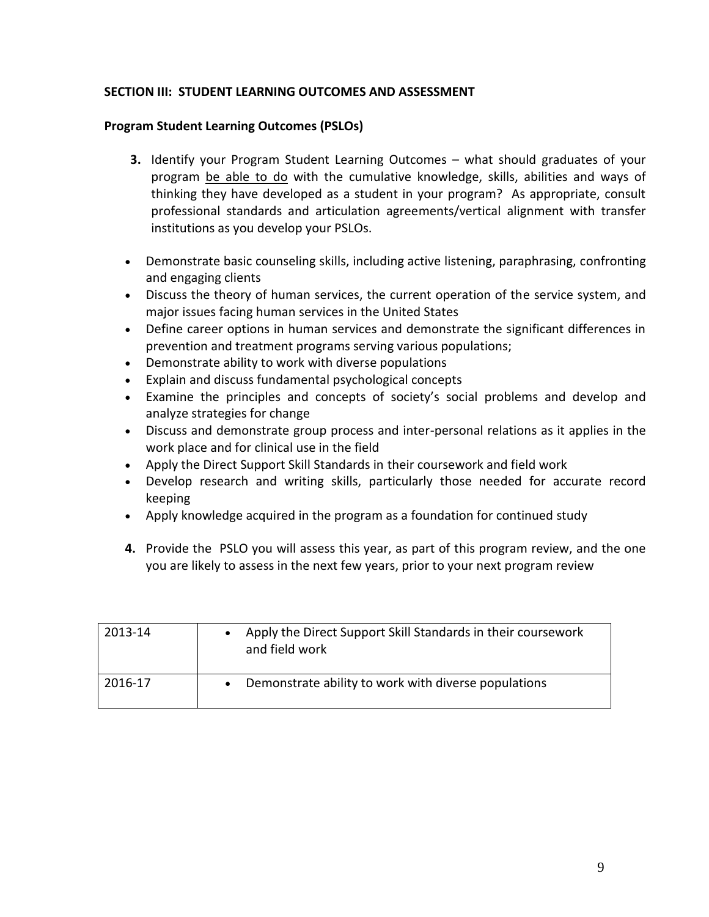**SECTION III: STUDENT LEARNING OUTCOMES AND ASSESSMENT**

**Program Student Learning Outcomes (PSLOs)**

**3.** Identify your Program Student Learning Outcomes – what should graduates of your program <u>be able to do</u> with the cumulative knowledge, skills, abilities and ways of thinking they have developed as a student in your program? As appropriate, consult professional standards and articulation agreements/vertical alignment with transfer institutions as you develop your PSLOs.

- Demonstrate basic counseling skills, including active listening, paraphrasing, confronting and engaging clients
- Discuss the theory of human services, the current operation of the service system, and major issues facing human services in the United States
- Define career options in human services and demonstrate the significant differences in prevention and treatment programs serving various populations;
- Demonstrate ability to work with diverse populations
- Explain and discuss fundamental psychological concepts
- Examine the principles and concepts of society's social problems and develop and analyze strategies for change
- Discuss and demonstrate group process and inter-personal relations as it applies in the work place and for clinical use in the field
- Apply the Direct Support Skill Standards in their coursework and field work
- Develop research and writing skills, particularly those needed for accurate record keeping
- Apply knowledge acquired in the program as a foundation for continued study

**4.** Provide the PSLO you will assess this year, as part of this program review, and the one you are likely to assess in the next few years, prior to your next program review

| | |
|---|---|
| 2013-14 | • Apply the Direct Support Skill Standards in their coursework and field work |
| 2016-17 | • Demonstrate ability to work with diverse populations |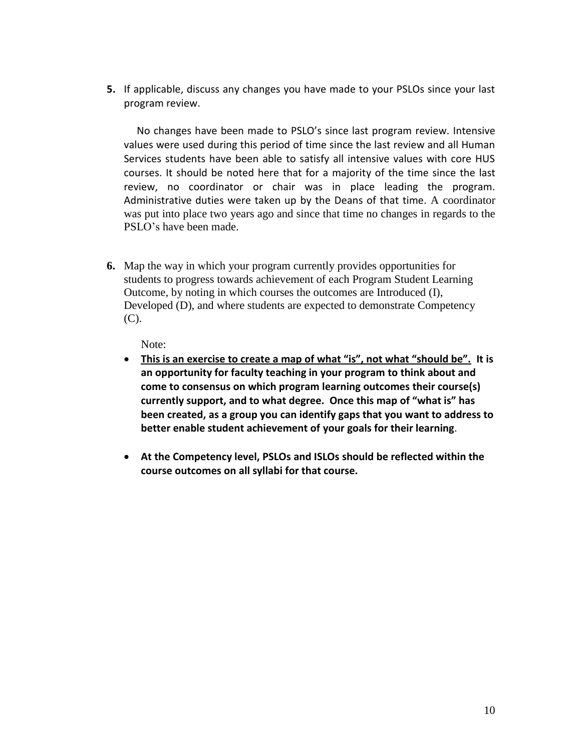**5.** If applicable, discuss any changes you have made to your PSLOs since your last program review.

No changes have been made to PSLO's since last program review. Intensive values were used during this period of time since the last review and all Human Services students have been able to satisfy all intensive values with core HUS courses. It should be noted here that for a majority of the time since the last review, no coordinator or chair was in place leading the program. Administrative duties were taken up by the Deans of that time. A coordinator was put into place two years ago and since that time no changes in regards to the PSLO's have been made.

**6.** Map the way in which your program currently provides opportunities for students to progress towards achievement of each Program Student Learning Outcome, by noting in which courses the outcomes are Introduced (I), Developed (D), and where students are expected to demonstrate Competency (C).

Note:

- **<u>This is an exercise to create a map of what "is", not what "should be".</u> It is an opportunity for faculty teaching in your program to think about and come to consensus on which program learning outcomes their course(s) currently support, and to what degree. Once this map of "what is" has been created, as a group you can identify gaps that you want to address to better enable student achievement of your goals for their learning**.

- **At the Competency level, PSLOs and ISLOs should be reflected within the course outcomes on all syllabi for that course.**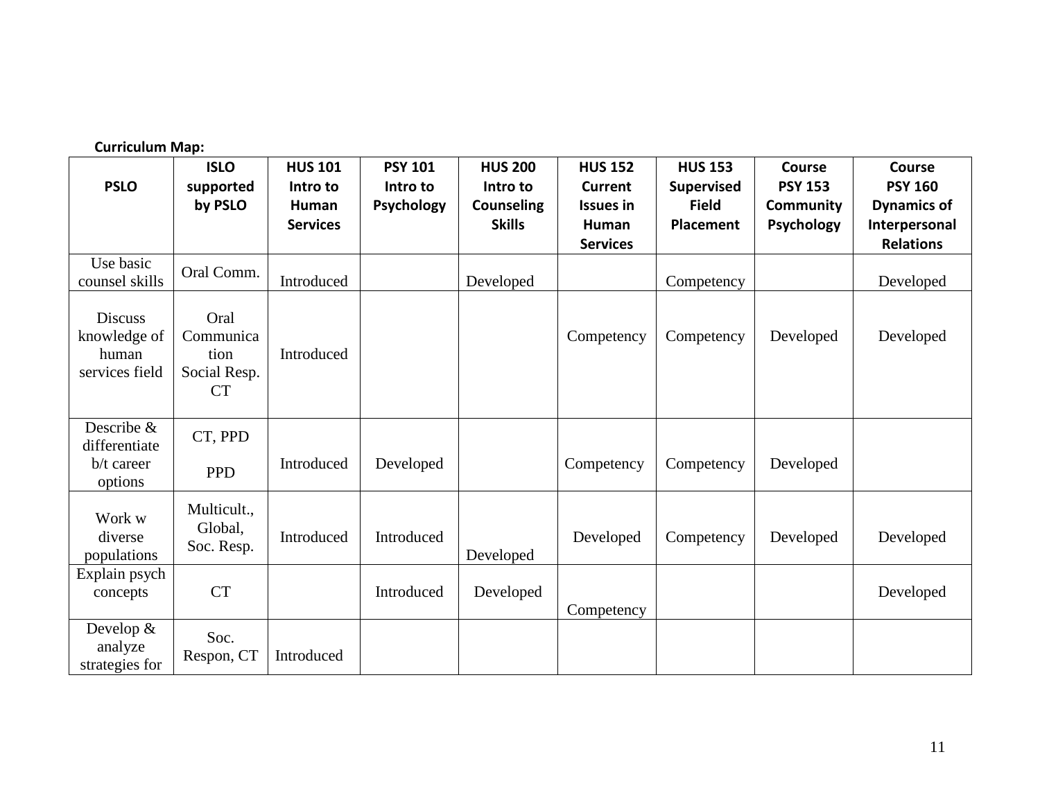**Curriculum Map:**

| PSLO | ISLO supported by PSLO | HUS 101 Intro to Human Services | PSY 101 Intro to Psychology | HUS 200 Intro to Counseling Skills | HUS 152 Current Issues in Human Services | HUS 153 Supervised Field Placement | Course PSY 153 Community Psychology | Course PSY 160 Dynamics of Interpersonal Relations |
|---|---|---|---|---|---|---|---|---|
| Use basic counsel skills | Oral Comm. | Introduced | | Developed | | Competency | | Developed |
| Discuss knowledge of human services field | Oral Communication Social Resp. CT | Introduced | | | Competency | Competency | Developed | Developed |
| Describe & differentiate b/t career options | CT, PPD PPD | Introduced | Developed | | Competency | Competency | Developed | |
| Work w diverse populations | Multicult., Global, Soc. Resp. | Introduced | Introduced | Developed | Developed | Competency | Developed | Developed |
| Explain psych concepts | CT | | Introduced | Developed | Competency | | | Developed |
| Develop & analyze strategies for | Soc. Respon, CT | Introduced | | | | | | |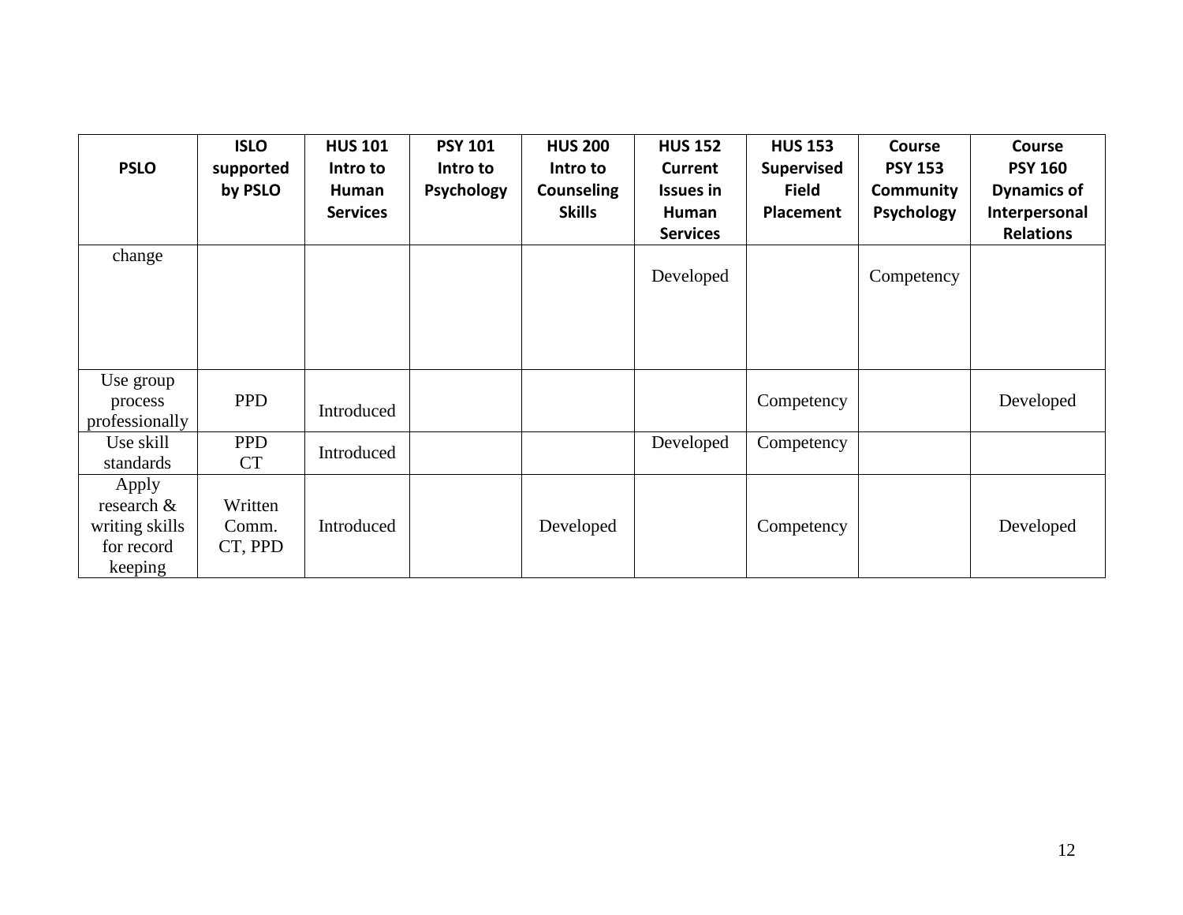| PSLO | ISLO supported by PSLO | HUS 101 Intro to Human Services | PSY 101 Intro to Psychology | HUS 200 Intro to Counseling Skills | HUS 152 Current Issues in Human Services | HUS 153 Supervised Field Placement | Course PSY 153 Community Psychology | Course PSY 160 Dynamics of Interpersonal Relations |
|---|---|---|---|---|---|---|---|---|
| change | | | | | Developed | | Competency | |
| Use group process professionally | PPD | Introduced | | | | Competency | | Developed |
| Use skill standards | PPD CT | Introduced | | | Developed | Competency | | |
| Apply research & writing skills for record keeping | Written Comm. CT, PPD | Introduced | | Developed | | Competency | | Developed |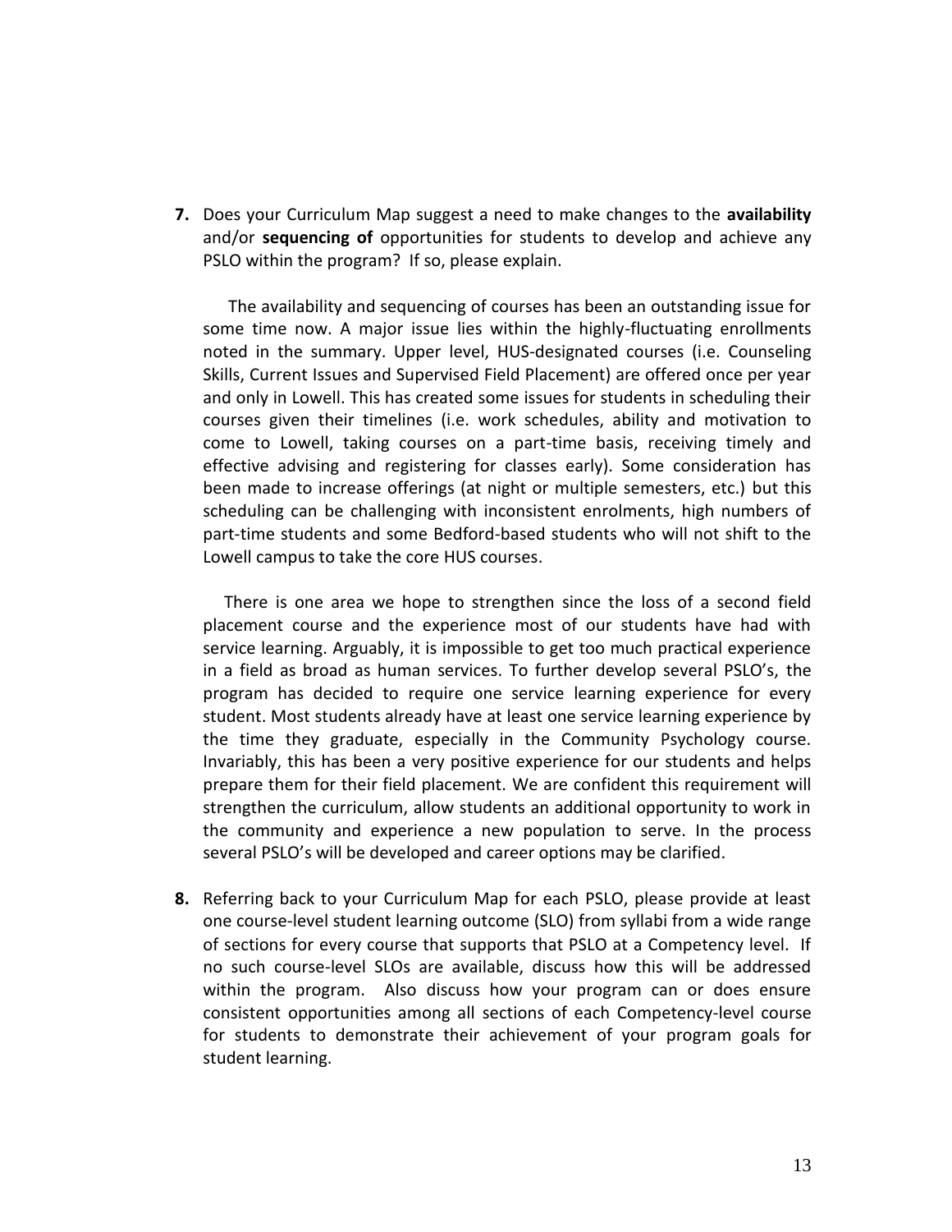**7.** Does your Curriculum Map suggest a need to make changes to the **availability** and/or **sequencing of** opportunities for students to develop and achieve any PSLO within the program? If so, please explain.

The availability and sequencing of courses has been an outstanding issue for some time now. A major issue lies within the highly-fluctuating enrollments noted in the summary. Upper level, HUS-designated courses (i.e. Counseling Skills, Current Issues and Supervised Field Placement) are offered once per year and only in Lowell. This has created some issues for students in scheduling their courses given their timelines (i.e. work schedules, ability and motivation to come to Lowell, taking courses on a part-time basis, receiving timely and effective advising and registering for classes early). Some consideration has been made to increase offerings (at night or multiple semesters, etc.) but this scheduling can be challenging with inconsistent enrolments, high numbers of part-time students and some Bedford-based students who will not shift to the Lowell campus to take the core HUS courses.

There is one area we hope to strengthen since the loss of a second field placement course and the experience most of our students have had with service learning. Arguably, it is impossible to get too much practical experience in a field as broad as human services. To further develop several PSLO's, the program has decided to require one service learning experience for every student. Most students already have at least one service learning experience by the time they graduate, especially in the Community Psychology course. Invariably, this has been a very positive experience for our students and helps prepare them for their field placement. We are confident this requirement will strengthen the curriculum, allow students an additional opportunity to work in the community and experience a new population to serve. In the process several PSLO's will be developed and career options may be clarified.

**8.** Referring back to your Curriculum Map for each PSLO, please provide at least one course-level student learning outcome (SLO) from syllabi from a wide range of sections for every course that supports that PSLO at a Competency level. If no such course-level SLOs are available, discuss how this will be addressed within the program. Also discuss how your program can or does ensure consistent opportunities among all sections of each Competency-level course for students to demonstrate their achievement of your program goals for student learning.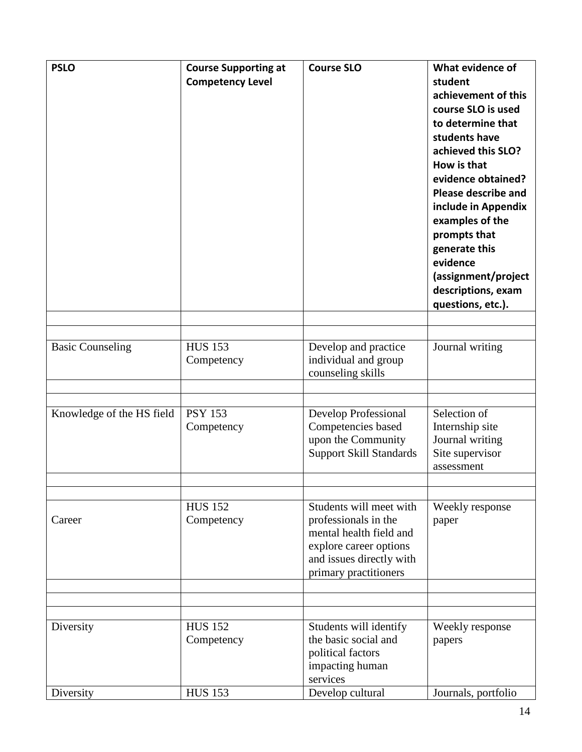| PSLO | Course Supporting at Competency Level | Course SLO | What evidence of student achievement of this course SLO is used to determine that students have achieved this SLO? How is that evidence obtained? Please describe and include in Appendix examples of the prompts that generate this evidence (assignment/project descriptions, exam questions, etc.). |
|---|---|---|---|
| | | | |
| | | | |
| Basic Counseling | HUS 153 Competency | Develop and practice individual and group counseling skills | Journal writing |
| | | | |
| | | | |
| Knowledge of the HS field | PSY 153 Competency | Develop Professional Competencies based upon the Community Support Skill Standards | Selection of Internship site Journal writing Site supervisor assessment |
| | | | |
| | | | |
| Career | HUS 152 Competency | Students will meet with professionals in the mental health field and explore career options and issues directly with primary practitioners | Weekly response paper |
| | | | |
| | | | |
| | | | |
| Diversity | HUS 152 Competency | Students will identify the basic social and political factors impacting human services | Weekly response papers |
| Diversity | HUS 153 | Develop cultural | Journals, portfolio |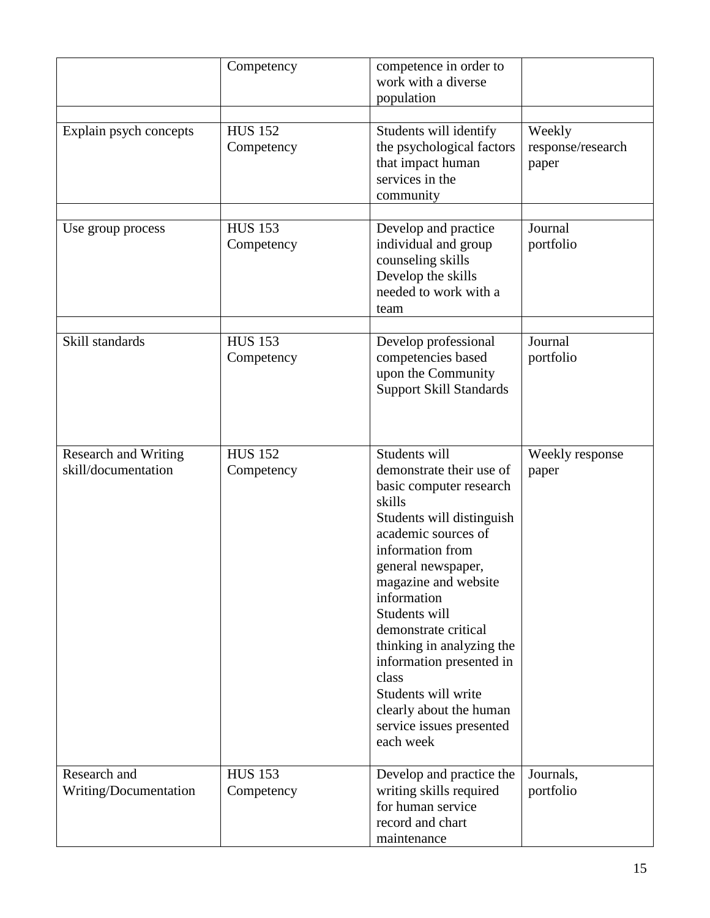| | | | |
|---|---|---|---|
| | Competency | competence in order to work with a diverse population | |
| | | | |
| Explain psych concepts | HUS 152 Competency | Students will identify the psychological factors that impact human services in the community | Weekly response/research paper |
| | | | |
| Use group process | HUS 153 Competency | Develop and practice individual and group counseling skills Develop the skills needed to work with a team | Journal portfolio |
| | | | |
| Skill standards | HUS 153 Competency | Develop professional competencies based upon the Community Support Skill Standards | Journal portfolio |
| Research and Writing skill/documentation | HUS 152 Competency | Students will demonstrate their use of basic computer research skills Students will distinguish academic sources of information from general newspaper, magazine and website information Students will demonstrate critical thinking in analyzing the information presented in class Students will write clearly about the human service issues presented each week | Weekly response paper |
| Research and Writing/Documentation | HUS 153 Competency | Develop and practice the writing skills required for human service record and chart maintenance | Journals, portfolio |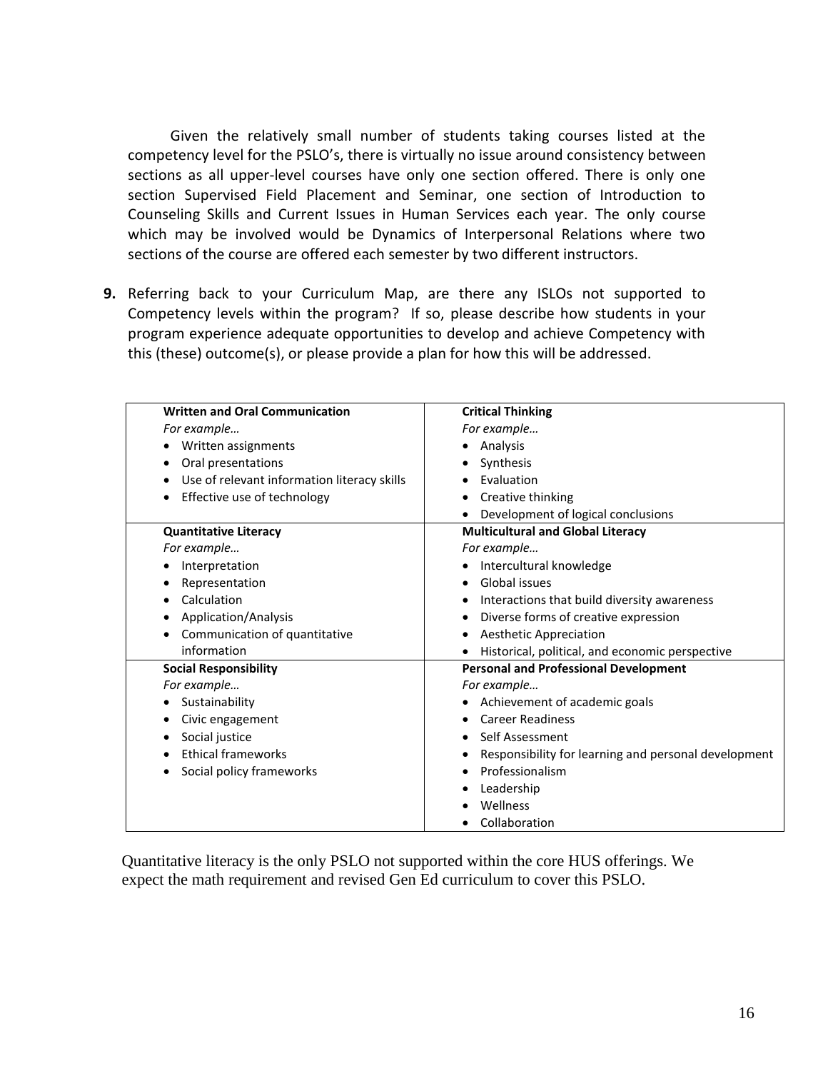Given the relatively small number of students taking courses listed at the competency level for the PSLO's, there is virtually no issue around consistency between sections as all upper-level courses have only one section offered. There is only one section Supervised Field Placement and Seminar, one section of Introduction to Counseling Skills and Current Issues in Human Services each year. The only course which may be involved would be Dynamics of Interpersonal Relations where two sections of the course are offered each semester by two different instructors.

**9.** Referring back to your Curriculum Map, are there any ISLOs not supported to Competency levels within the program? If so, please describe how students in your program experience adequate opportunities to develop and achieve Competency with this (these) outcome(s), or please provide a plan for how this will be addressed.

| **Written and Oral Communication** | **Critical Thinking** |
|---|---|
| *For example…*<br>• Written assignments<br>• Oral presentations<br>• Use of relevant information literacy skills<br>• Effective use of technology | *For example…*<br>• Analysis<br>• Synthesis<br>• Evaluation<br>• Creative thinking<br>• Development of logical conclusions |
| **Quantitative Literacy**<br>*For example…*<br>• Interpretation<br>• Representation<br>• Calculation<br>• Application/Analysis<br>• Communication of quantitative information | **Multicultural and Global Literacy**<br>*For example…*<br>• Intercultural knowledge<br>• Global issues<br>• Interactions that build diversity awareness<br>• Diverse forms of creative expression<br>• Aesthetic Appreciation<br>• Historical, political, and economic perspective |
| **Social Responsibility**<br>*For example…*<br>• Sustainability<br>• Civic engagement<br>• Social justice<br>• Ethical frameworks<br>• Social policy frameworks | **Personal and Professional Development**<br>*For example…*<br>• Achievement of academic goals<br>• Career Readiness<br>• Self Assessment<br>• Responsibility for learning and personal development<br>• Professionalism<br>• Leadership<br>• Wellness<br>• Collaboration |

Quantitative literacy is the only PSLO not supported within the core HUS offerings. We expect the math requirement and revised Gen Ed curriculum to cover this PSLO.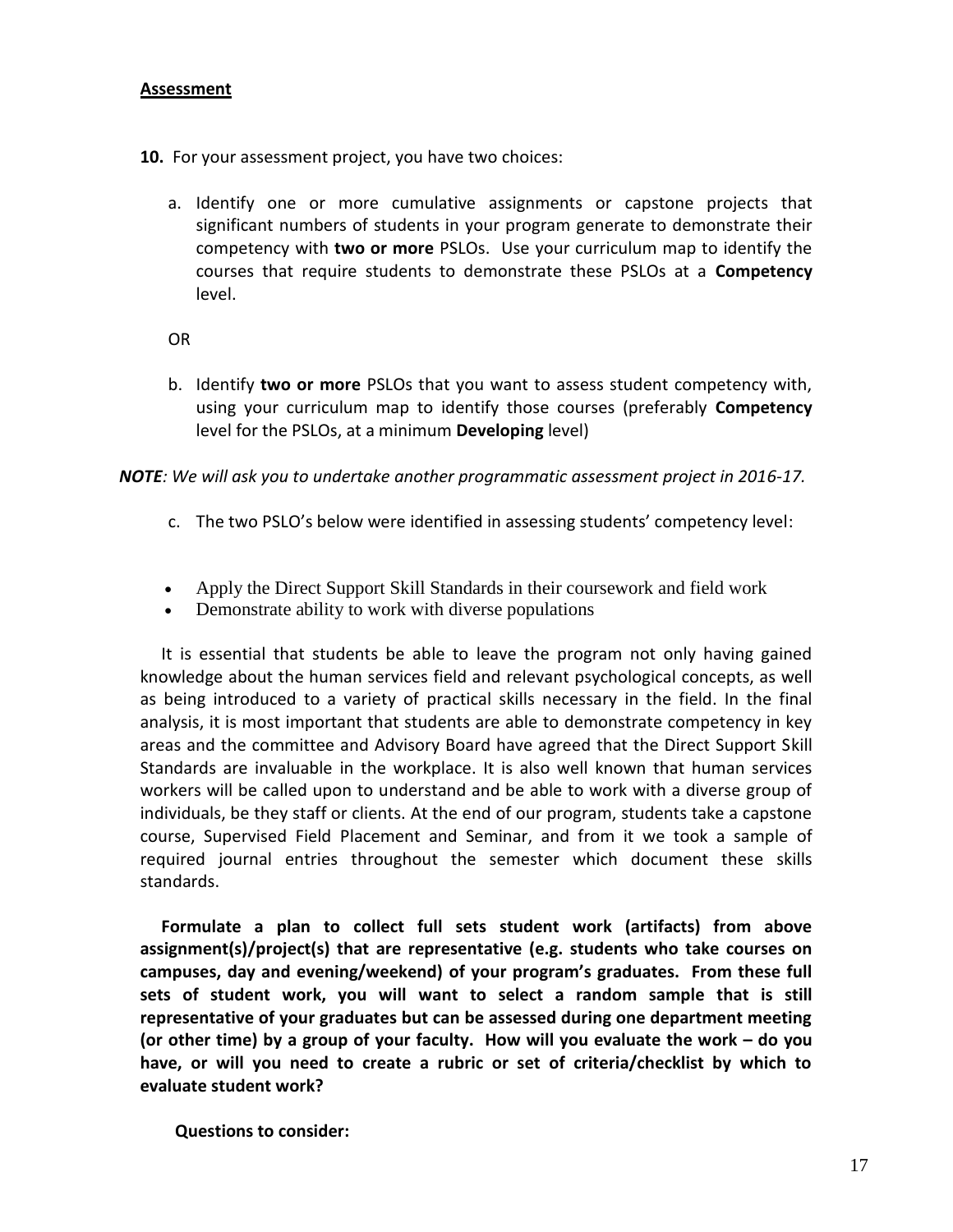**Assessment**

**10.** For your assessment project, you have two choices:

a. Identify one or more cumulative assignments or capstone projects that significant numbers of students in your program generate to demonstrate their competency with **two or more** PSLOs. Use your curriculum map to identify the courses that require students to demonstrate these PSLOs at a **Competency** level.

OR

b. Identify **two or more** PSLOs that you want to assess student competency with, using your curriculum map to identify those courses (preferably **Competency** level for the PSLOs, at a minimum **Developing** level)

***NOTE**: We will ask you to undertake another programmatic assessment project in 2016-17.*

c. The two PSLO's below were identified in assessing students' competency level:

- Apply the Direct Support Skill Standards in their coursework and field work
- Demonstrate ability to work with diverse populations

It is essential that students be able to leave the program not only having gained knowledge about the human services field and relevant psychological concepts, as well as being introduced to a variety of practical skills necessary in the field. In the final analysis, it is most important that students are able to demonstrate competency in key areas and the committee and Advisory Board have agreed that the Direct Support Skill Standards are invaluable in the workplace. It is also well known that human services workers will be called upon to understand and be able to work with a diverse group of individuals, be they staff or clients. At the end of our program, students take a capstone course, Supervised Field Placement and Seminar, and from it we took a sample of required journal entries throughout the semester which document these skills standards.

**Formulate a plan to collect full sets student work (artifacts) from above assignment(s)/project(s) that are representative (e.g. students who take courses on campuses, day and evening/weekend) of your program's graduates. From these full sets of student work, you will want to select a random sample that is still representative of your graduates but can be assessed during one department meeting (or other time) by a group of your faculty. How will you evaluate the work – do you have, or will you need to create a rubric or set of criteria/checklist by which to evaluate student work?**

**Questions to consider:**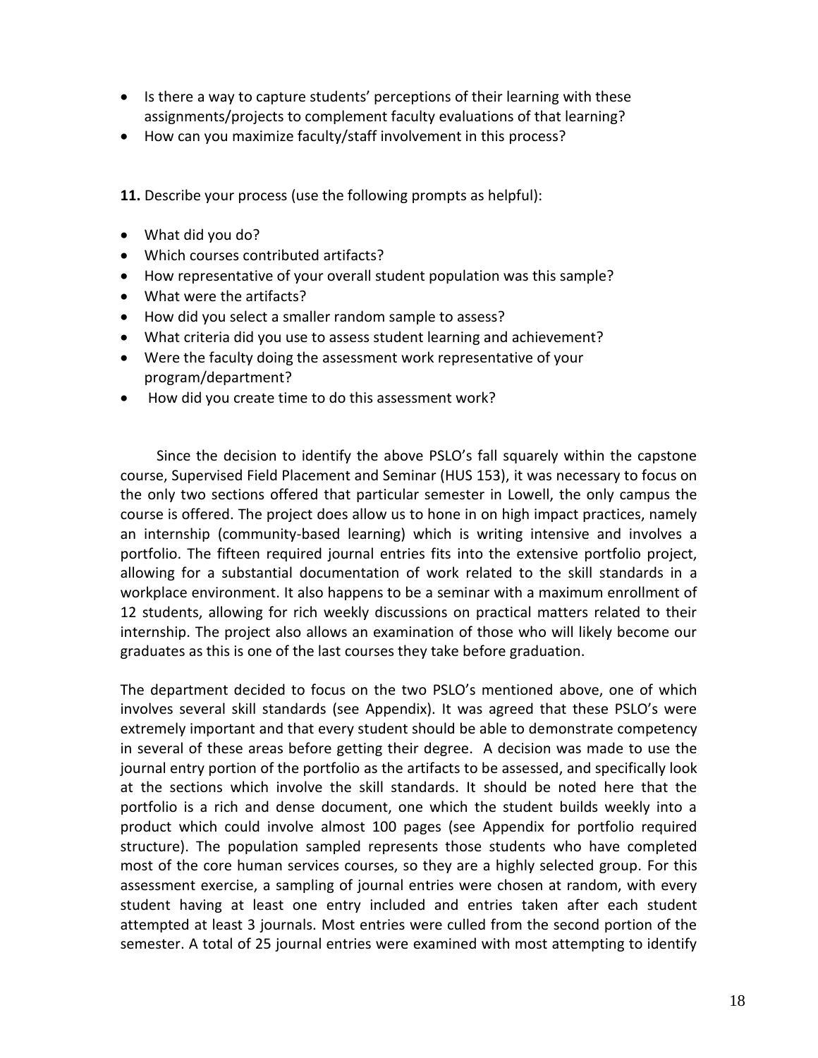- Is there a way to capture students' perceptions of their learning with these assignments/projects to complement faculty evaluations of that learning?
- How can you maximize faculty/staff involvement in this process?

**11.** Describe your process (use the following prompts as helpful):

- What did you do?
- Which courses contributed artifacts?
- How representative of your overall student population was this sample?
- What were the artifacts?
- How did you select a smaller random sample to assess?
- What criteria did you use to assess student learning and achievement?
- Were the faculty doing the assessment work representative of your program/department?
- How did you create time to do this assessment work?

Since the decision to identify the above PSLO's fall squarely within the capstone course, Supervised Field Placement and Seminar (HUS 153), it was necessary to focus on the only two sections offered that particular semester in Lowell, the only campus the course is offered. The project does allow us to hone in on high impact practices, namely an internship (community-based learning) which is writing intensive and involves a portfolio. The fifteen required journal entries fits into the extensive portfolio project, allowing for a substantial documentation of work related to the skill standards in a workplace environment. It also happens to be a seminar with a maximum enrollment of 12 students, allowing for rich weekly discussions on practical matters related to their internship. The project also allows an examination of those who will likely become our graduates as this is one of the last courses they take before graduation.

The department decided to focus on the two PSLO's mentioned above, one of which involves several skill standards (see Appendix). It was agreed that these PSLO's were extremely important and that every student should be able to demonstrate competency in several of these areas before getting their degree. A decision was made to use the journal entry portion of the portfolio as the artifacts to be assessed, and specifically look at the sections which involve the skill standards. It should be noted here that the portfolio is a rich and dense document, one which the student builds weekly into a product which could involve almost 100 pages (see Appendix for portfolio required structure). The population sampled represents those students who have completed most of the core human services courses, so they are a highly selected group. For this assessment exercise, a sampling of journal entries were chosen at random, with every student having at least one entry included and entries taken after each student attempted at least 3 journals. Most entries were culled from the second portion of the semester. A total of 25 journal entries were examined with most attempting to identify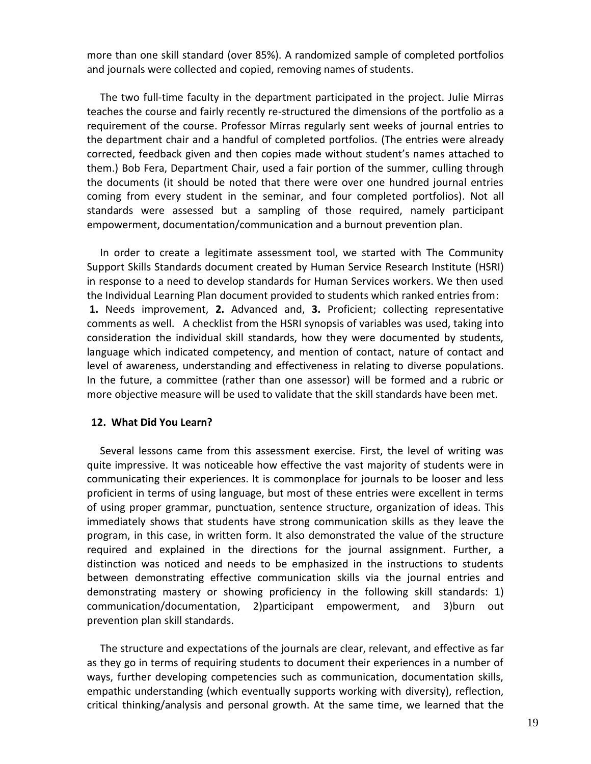more than one skill standard (over 85%). A randomized sample of completed portfolios and journals were collected and copied, removing names of students.

The two full-time faculty in the department participated in the project. Julie Mirras teaches the course and fairly recently re-structured the dimensions of the portfolio as a requirement of the course. Professor Mirras regularly sent weeks of journal entries to the department chair and a handful of completed portfolios. (The entries were already corrected, feedback given and then copies made without student's names attached to them.) Bob Fera, Department Chair, used a fair portion of the summer, culling through the documents (it should be noted that there were over one hundred journal entries coming from every student in the seminar, and four completed portfolios). Not all standards were assessed but a sampling of those required, namely participant empowerment, documentation/communication and a burnout prevention plan.

In order to create a legitimate assessment tool, we started with The Community Support Skills Standards document created by Human Service Research Institute (HSRI) in response to a need to develop standards for Human Services workers. We then used the Individual Learning Plan document provided to students which ranked entries from: **1.** Needs improvement, **2.** Advanced and, **3.** Proficient; collecting representative comments as well. A checklist from the HSRI synopsis of variables was used, taking into consideration the individual skill standards, how they were documented by students, language which indicated competency, and mention of contact, nature of contact and level of awareness, understanding and effectiveness in relating to diverse populations. In the future, a committee (rather than one assessor) will be formed and a rubric or more objective measure will be used to validate that the skill standards have been met.

## 12. What Did You Learn?

Several lessons came from this assessment exercise. First, the level of writing was quite impressive. It was noticeable how effective the vast majority of students were in communicating their experiences. It is commonplace for journals to be looser and less proficient in terms of using language, but most of these entries were excellent in terms of using proper grammar, punctuation, sentence structure, organization of ideas. This immediately shows that students have strong communication skills as they leave the program, in this case, in written form. It also demonstrated the value of the structure required and explained in the directions for the journal assignment. Further, a distinction was noticed and needs to be emphasized in the instructions to students between demonstrating effective communication skills via the journal entries and demonstrating mastery or showing proficiency in the following skill standards: 1) communication/documentation, 2)participant empowerment, and 3)burn out prevention plan skill standards.

The structure and expectations of the journals are clear, relevant, and effective as far as they go in terms of requiring students to document their experiences in a number of ways, further developing competencies such as communication, documentation skills, empathic understanding (which eventually supports working with diversity), reflection, critical thinking/analysis and personal growth. At the same time, we learned that the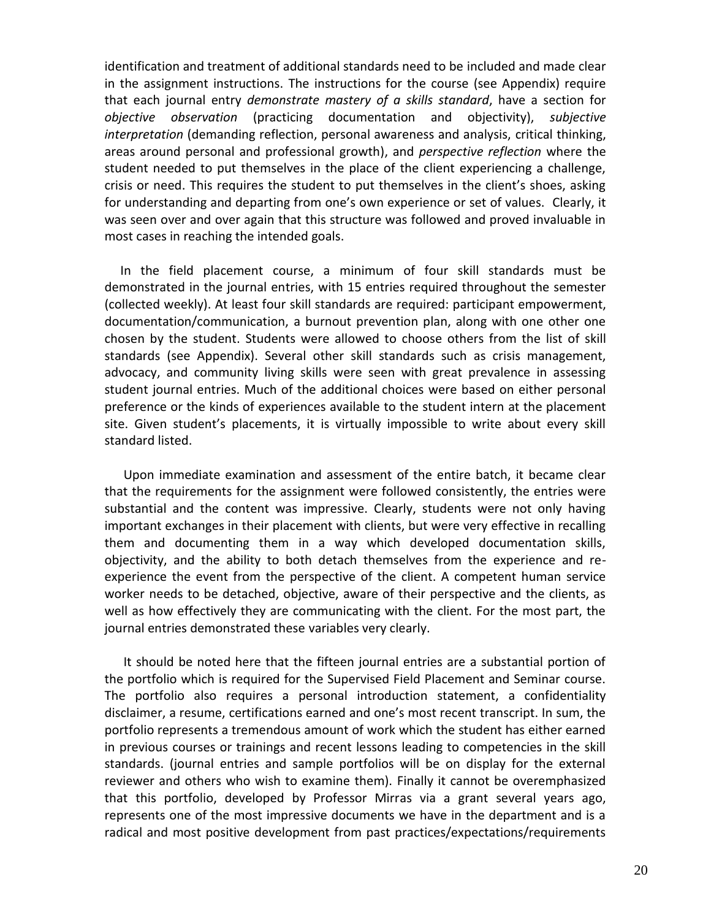identification and treatment of additional standards need to be included and made clear in the assignment instructions. The instructions for the course (see Appendix) require that each journal entry *demonstrate mastery of a skills standard*, have a section for *objective observation* (practicing documentation and objectivity), *subjective interpretation* (demanding reflection, personal awareness and analysis, critical thinking, areas around personal and professional growth), and *perspective reflection* where the student needed to put themselves in the place of the client experiencing a challenge, crisis or need. This requires the student to put themselves in the client's shoes, asking for understanding and departing from one's own experience or set of values. Clearly, it was seen over and over again that this structure was followed and proved invaluable in most cases in reaching the intended goals.

In the field placement course, a minimum of four skill standards must be demonstrated in the journal entries, with 15 entries required throughout the semester (collected weekly). At least four skill standards are required: participant empowerment, documentation/communication, a burnout prevention plan, along with one other one chosen by the student. Students were allowed to choose others from the list of skill standards (see Appendix). Several other skill standards such as crisis management, advocacy, and community living skills were seen with great prevalence in assessing student journal entries. Much of the additional choices were based on either personal preference or the kinds of experiences available to the student intern at the placement site. Given student's placements, it is virtually impossible to write about every skill standard listed.

Upon immediate examination and assessment of the entire batch, it became clear that the requirements for the assignment were followed consistently, the entries were substantial and the content was impressive. Clearly, students were not only having important exchanges in their placement with clients, but were very effective in recalling them and documenting them in a way which developed documentation skills, objectivity, and the ability to both detach themselves from the experience and re-experience the event from the perspective of the client. A competent human service worker needs to be detached, objective, aware of their perspective and the clients, as well as how effectively they are communicating with the client. For the most part, the journal entries demonstrated these variables very clearly.

It should be noted here that the fifteen journal entries are a substantial portion of the portfolio which is required for the Supervised Field Placement and Seminar course. The portfolio also requires a personal introduction statement, a confidentiality disclaimer, a resume, certifications earned and one's most recent transcript. In sum, the portfolio represents a tremendous amount of work which the student has either earned in previous courses or trainings and recent lessons leading to competencies in the skill standards. (journal entries and sample portfolios will be on display for the external reviewer and others who wish to examine them). Finally it cannot be overemphasized that this portfolio, developed by Professor Mirras via a grant several years ago, represents one of the most impressive documents we have in the department and is a radical and most positive development from past practices/expectations/requirements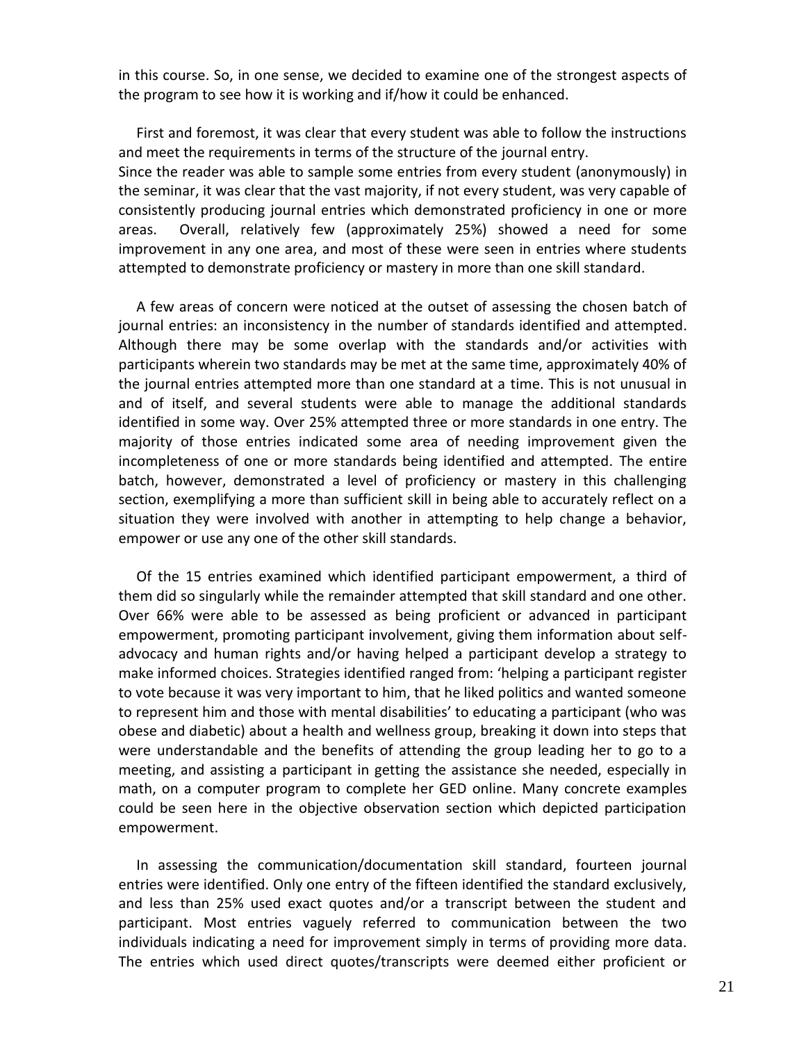in this course. So, in one sense, we decided to examine one of the strongest aspects of the program to see how it is working and if/how it could be enhanced.

First and foremost, it was clear that every student was able to follow the instructions and meet the requirements in terms of the structure of the journal entry. Since the reader was able to sample some entries from every student (anonymously) in the seminar, it was clear that the vast majority, if not every student, was very capable of consistently producing journal entries which demonstrated proficiency in one or more areas. Overall, relatively few (approximately 25%) showed a need for some improvement in any one area, and most of these were seen in entries where students attempted to demonstrate proficiency or mastery in more than one skill standard.

A few areas of concern were noticed at the outset of assessing the chosen batch of journal entries: an inconsistency in the number of standards identified and attempted. Although there may be some overlap with the standards and/or activities with participants wherein two standards may be met at the same time, approximately 40% of the journal entries attempted more than one standard at a time. This is not unusual in and of itself, and several students were able to manage the additional standards identified in some way. Over 25% attempted three or more standards in one entry. The majority of those entries indicated some area of needing improvement given the incompleteness of one or more standards being identified and attempted. The entire batch, however, demonstrated a level of proficiency or mastery in this challenging section, exemplifying a more than sufficient skill in being able to accurately reflect on a situation they were involved with another in attempting to help change a behavior, empower or use any one of the other skill standards.

Of the 15 entries examined which identified participant empowerment, a third of them did so singularly while the remainder attempted that skill standard and one other. Over 66% were able to be assessed as being proficient or advanced in participant empowerment, promoting participant involvement, giving them information about self-advocacy and human rights and/or having helped a participant develop a strategy to make informed choices. Strategies identified ranged from: 'helping a participant register to vote because it was very important to him, that he liked politics and wanted someone to represent him and those with mental disabilities' to educating a participant (who was obese and diabetic) about a health and wellness group, breaking it down into steps that were understandable and the benefits of attending the group leading her to go to a meeting, and assisting a participant in getting the assistance she needed, especially in math, on a computer program to complete her GED online. Many concrete examples could be seen here in the objective observation section which depicted participation empowerment.

In assessing the communication/documentation skill standard, fourteen journal entries were identified. Only one entry of the fifteen identified the standard exclusively, and less than 25% used exact quotes and/or a transcript between the student and participant. Most entries vaguely referred to communication between the two individuals indicating a need for improvement simply in terms of providing more data. The entries which used direct quotes/transcripts were deemed either proficient or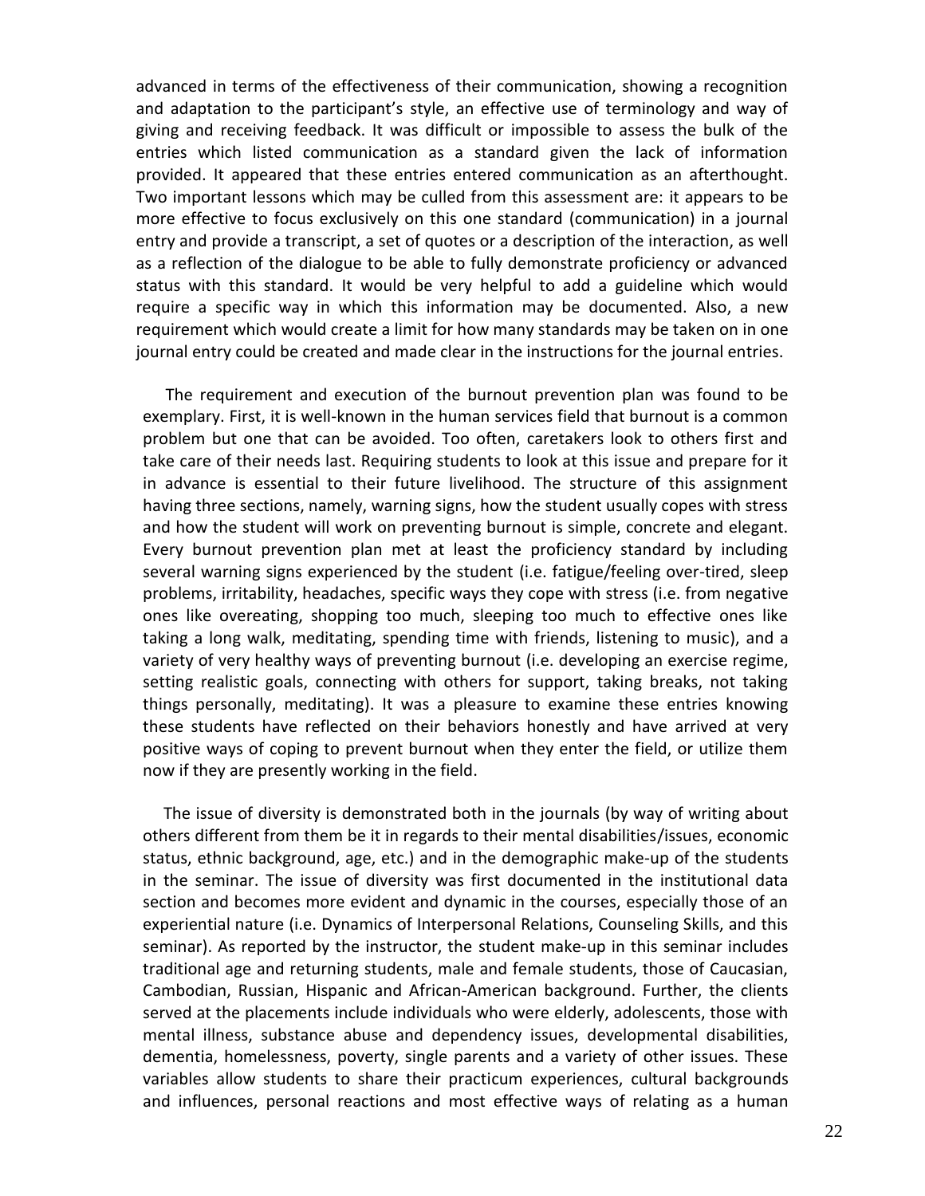advanced in terms of the effectiveness of their communication, showing a recognition and adaptation to the participant's style, an effective use of terminology and way of giving and receiving feedback. It was difficult or impossible to assess the bulk of the entries which listed communication as a standard given the lack of information provided. It appeared that these entries entered communication as an afterthought. Two important lessons which may be culled from this assessment are: it appears to be more effective to focus exclusively on this one standard (communication) in a journal entry and provide a transcript, a set of quotes or a description of the interaction, as well as a reflection of the dialogue to be able to fully demonstrate proficiency or advanced status with this standard. It would be very helpful to add a guideline which would require a specific way in which this information may be documented. Also, a new requirement which would create a limit for how many standards may be taken on in one journal entry could be created and made clear in the instructions for the journal entries.

The requirement and execution of the burnout prevention plan was found to be exemplary. First, it is well-known in the human services field that burnout is a common problem but one that can be avoided. Too often, caretakers look to others first and take care of their needs last. Requiring students to look at this issue and prepare for it in advance is essential to their future livelihood. The structure of this assignment having three sections, namely, warning signs, how the student usually copes with stress and how the student will work on preventing burnout is simple, concrete and elegant. Every burnout prevention plan met at least the proficiency standard by including several warning signs experienced by the student (i.e. fatigue/feeling over-tired, sleep problems, irritability, headaches, specific ways they cope with stress (i.e. from negative ones like overeating, shopping too much, sleeping too much to effective ones like taking a long walk, meditating, spending time with friends, listening to music), and a variety of very healthy ways of preventing burnout (i.e. developing an exercise regime, setting realistic goals, connecting with others for support, taking breaks, not taking things personally, meditating). It was a pleasure to examine these entries knowing these students have reflected on their behaviors honestly and have arrived at very positive ways of coping to prevent burnout when they enter the field, or utilize them now if they are presently working in the field.

The issue of diversity is demonstrated both in the journals (by way of writing about others different from them be it in regards to their mental disabilities/issues, economic status, ethnic background, age, etc.) and in the demographic make-up of the students in the seminar. The issue of diversity was first documented in the institutional data section and becomes more evident and dynamic in the courses, especially those of an experiential nature (i.e. Dynamics of Interpersonal Relations, Counseling Skills, and this seminar). As reported by the instructor, the student make-up in this seminar includes traditional age and returning students, male and female students, those of Caucasian, Cambodian, Russian, Hispanic and African-American background. Further, the clients served at the placements include individuals who were elderly, adolescents, those with mental illness, substance abuse and dependency issues, developmental disabilities, dementia, homelessness, poverty, single parents and a variety of other issues. These variables allow students to share their practicum experiences, cultural backgrounds and influences, personal reactions and most effective ways of relating as a human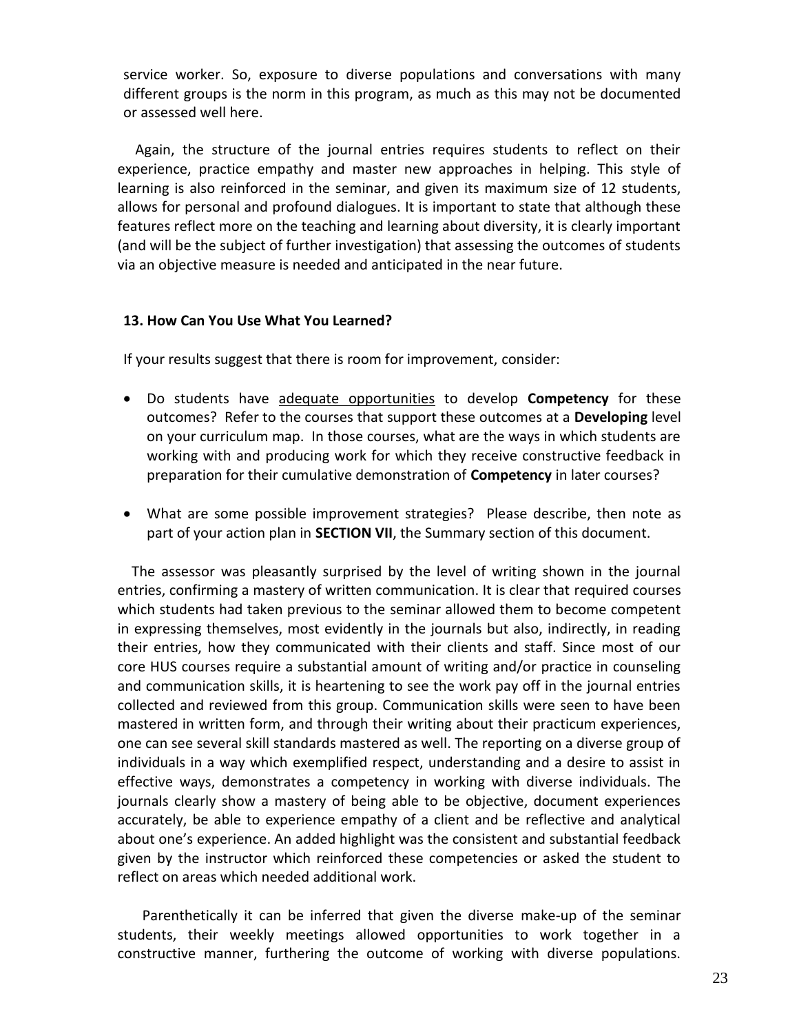service worker. So, exposure to diverse populations and conversations with many different groups is the norm in this program, as much as this may not be documented or assessed well here.

Again, the structure of the journal entries requires students to reflect on their experience, practice empathy and master new approaches in helping. This style of learning is also reinforced in the seminar, and given its maximum size of 12 students, allows for personal and profound dialogues. It is important to state that although these features reflect more on the teaching and learning about diversity, it is clearly important (and will be the subject of further investigation) that assessing the outcomes of students via an objective measure is needed and anticipated in the near future.

### 13. How Can You Use What You Learned?

If your results suggest that there is room for improvement, consider:

- Do students have <u>adequate opportunities</u> to develop **Competency** for these outcomes? Refer to the courses that support these outcomes at a **Developing** level on your curriculum map. In those courses, what are the ways in which students are working with and producing work for which they receive constructive feedback in preparation for their cumulative demonstration of **Competency** in later courses?

- What are some possible improvement strategies? Please describe, then note as part of your action plan in **SECTION VII**, the Summary section of this document.

The assessor was pleasantly surprised by the level of writing shown in the journal entries, confirming a mastery of written communication. It is clear that required courses which students had taken previous to the seminar allowed them to become competent in expressing themselves, most evidently in the journals but also, indirectly, in reading their entries, how they communicated with their clients and staff. Since most of our core HUS courses require a substantial amount of writing and/or practice in counseling and communication skills, it is heartening to see the work pay off in the journal entries collected and reviewed from this group. Communication skills were seen to have been mastered in written form, and through their writing about their practicum experiences, one can see several skill standards mastered as well. The reporting on a diverse group of individuals in a way which exemplified respect, understanding and a desire to assist in effective ways, demonstrates a competency in working with diverse individuals. The journals clearly show a mastery of being able to be objective, document experiences accurately, be able to experience empathy of a client and be reflective and analytical about one's experience. An added highlight was the consistent and substantial feedback given by the instructor which reinforced these competencies or asked the student to reflect on areas which needed additional work.

Parenthetically it can be inferred that given the diverse make-up of the seminar students, their weekly meetings allowed opportunities to work together in a constructive manner, furthering the outcome of working with diverse populations.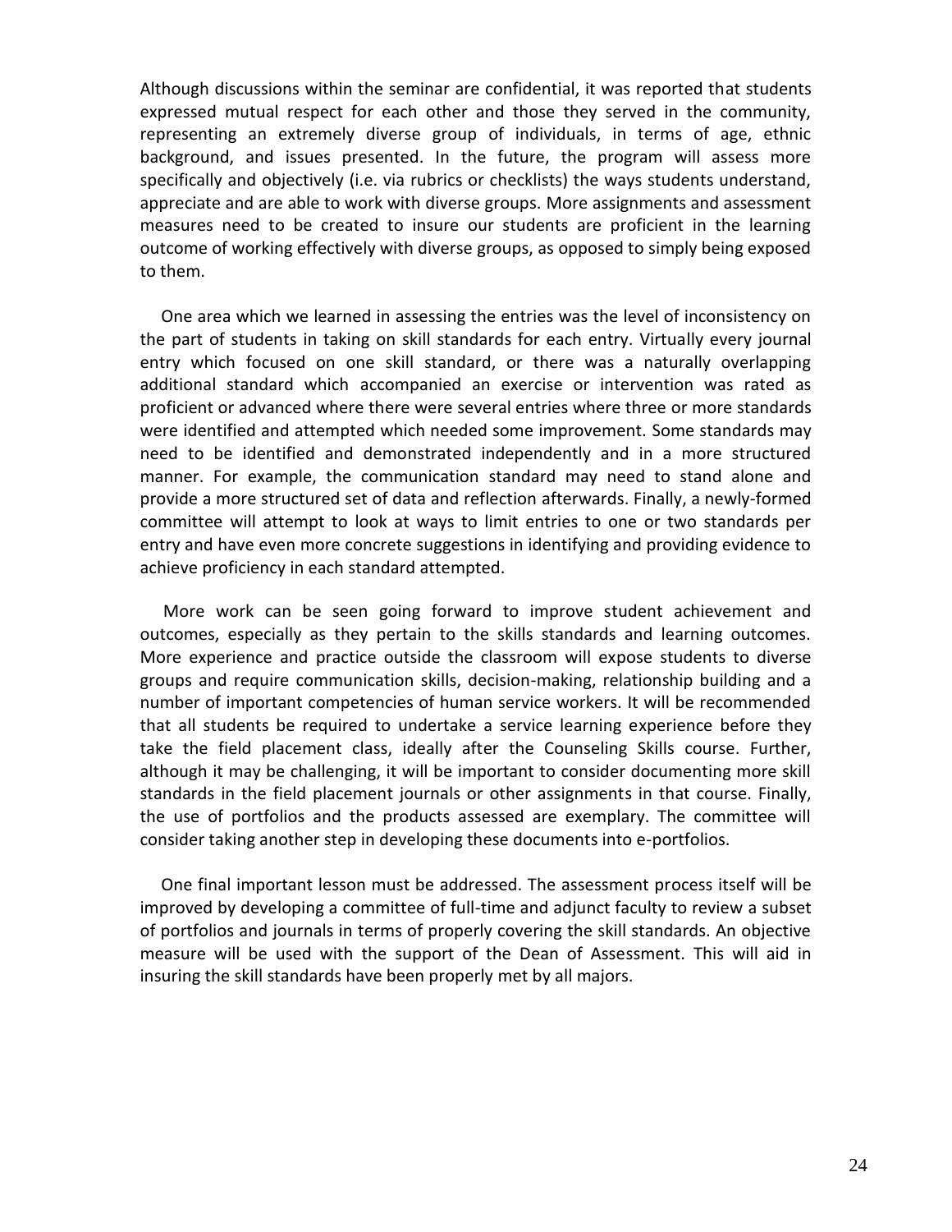Although discussions within the seminar are confidential, it was reported that students expressed mutual respect for each other and those they served in the community, representing an extremely diverse group of individuals, in terms of age, ethnic background, and issues presented. In the future, the program will assess more specifically and objectively (i.e. via rubrics or checklists) the ways students understand, appreciate and are able to work with diverse groups. More assignments and assessment measures need to be created to insure our students are proficient in the learning outcome of working effectively with diverse groups, as opposed to simply being exposed to them.

One area which we learned in assessing the entries was the level of inconsistency on the part of students in taking on skill standards for each entry. Virtually every journal entry which focused on one skill standard, or there was a naturally overlapping additional standard which accompanied an exercise or intervention was rated as proficient or advanced where there were several entries where three or more standards were identified and attempted which needed some improvement. Some standards may need to be identified and demonstrated independently and in a more structured manner. For example, the communication standard may need to stand alone and provide a more structured set of data and reflection afterwards. Finally, a newly-formed committee will attempt to look at ways to limit entries to one or two standards per entry and have even more concrete suggestions in identifying and providing evidence to achieve proficiency in each standard attempted.

More work can be seen going forward to improve student achievement and outcomes, especially as they pertain to the skills standards and learning outcomes. More experience and practice outside the classroom will expose students to diverse groups and require communication skills, decision-making, relationship building and a number of important competencies of human service workers. It will be recommended that all students be required to undertake a service learning experience before they take the field placement class, ideally after the Counseling Skills course. Further, although it may be challenging, it will be important to consider documenting more skill standards in the field placement journals or other assignments in that course. Finally, the use of portfolios and the products assessed are exemplary. The committee will consider taking another step in developing these documents into e-portfolios.

One final important lesson must be addressed. The assessment process itself will be improved by developing a committee of full-time and adjunct faculty to review a subset of portfolios and journals in terms of properly covering the skill standards. An objective measure will be used with the support of the Dean of Assessment. This will aid in insuring the skill standards have been properly met by all majors.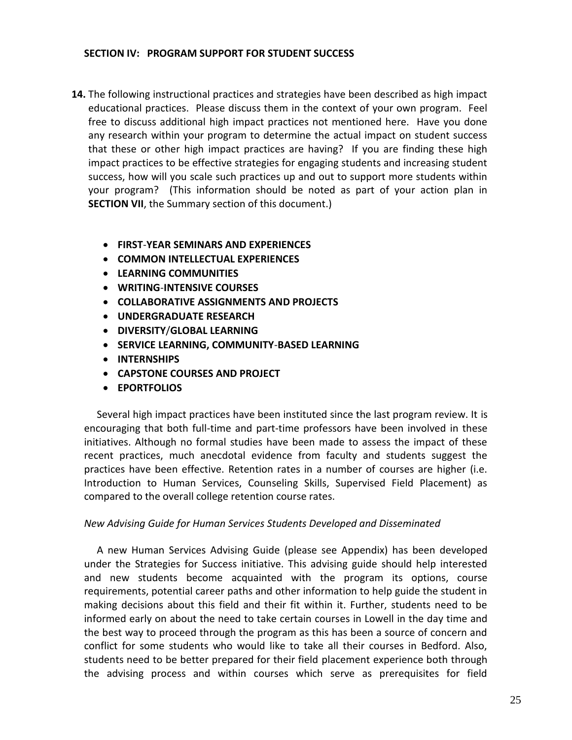## SECTION IV: PROGRAM SUPPORT FOR STUDENT SUCCESS

**14.** The following instructional practices and strategies have been described as high impact educational practices. Please discuss them in the context of your own program. Feel free to discuss additional high impact practices not mentioned here. Have you done any research within your program to determine the actual impact on student success that these or other high impact practices are having? If you are finding these high impact practices to be effective strategies for engaging students and increasing student success, how will you scale such practices up and out to support more students within your program? (This information should be noted as part of your action plan in **SECTION VII**, the Summary section of this document.)

- **FIRST-YEAR SEMINARS AND EXPERIENCES**
- **COMMON INTELLECTUAL EXPERIENCES**
- **LEARNING COMMUNITIES**
- **WRITING-INTENSIVE COURSES**
- **COLLABORATIVE ASSIGNMENTS AND PROJECTS**
- **UNDERGRADUATE RESEARCH**
- **DIVERSITY/GLOBAL LEARNING**
- **SERVICE LEARNING, COMMUNITY-BASED LEARNING**
- **INTERNSHIPS**
- **CAPSTONE COURSES AND PROJECT**
- **EPORTFOLIOS**

Several high impact practices have been instituted since the last program review. It is encouraging that both full-time and part-time professors have been involved in these initiatives. Although no formal studies have been made to assess the impact of these recent practices, much anecdotal evidence from faculty and students suggest the practices have been effective. Retention rates in a number of courses are higher (i.e. Introduction to Human Services, Counseling Skills, Supervised Field Placement) as compared to the overall college retention course rates.

*New Advising Guide for Human Services Students Developed and Disseminated*

A new Human Services Advising Guide (please see Appendix) has been developed under the Strategies for Success initiative. This advising guide should help interested and new students become acquainted with the program its options, course requirements, potential career paths and other information to help guide the student in making decisions about this field and their fit within it. Further, students need to be informed early on about the need to take certain courses in Lowell in the day time and the best way to proceed through the program as this has been a source of concern and conflict for some students who would like to take all their courses in Bedford. Also, students need to be better prepared for their field placement experience both through the advising process and within courses which serve as prerequisites for field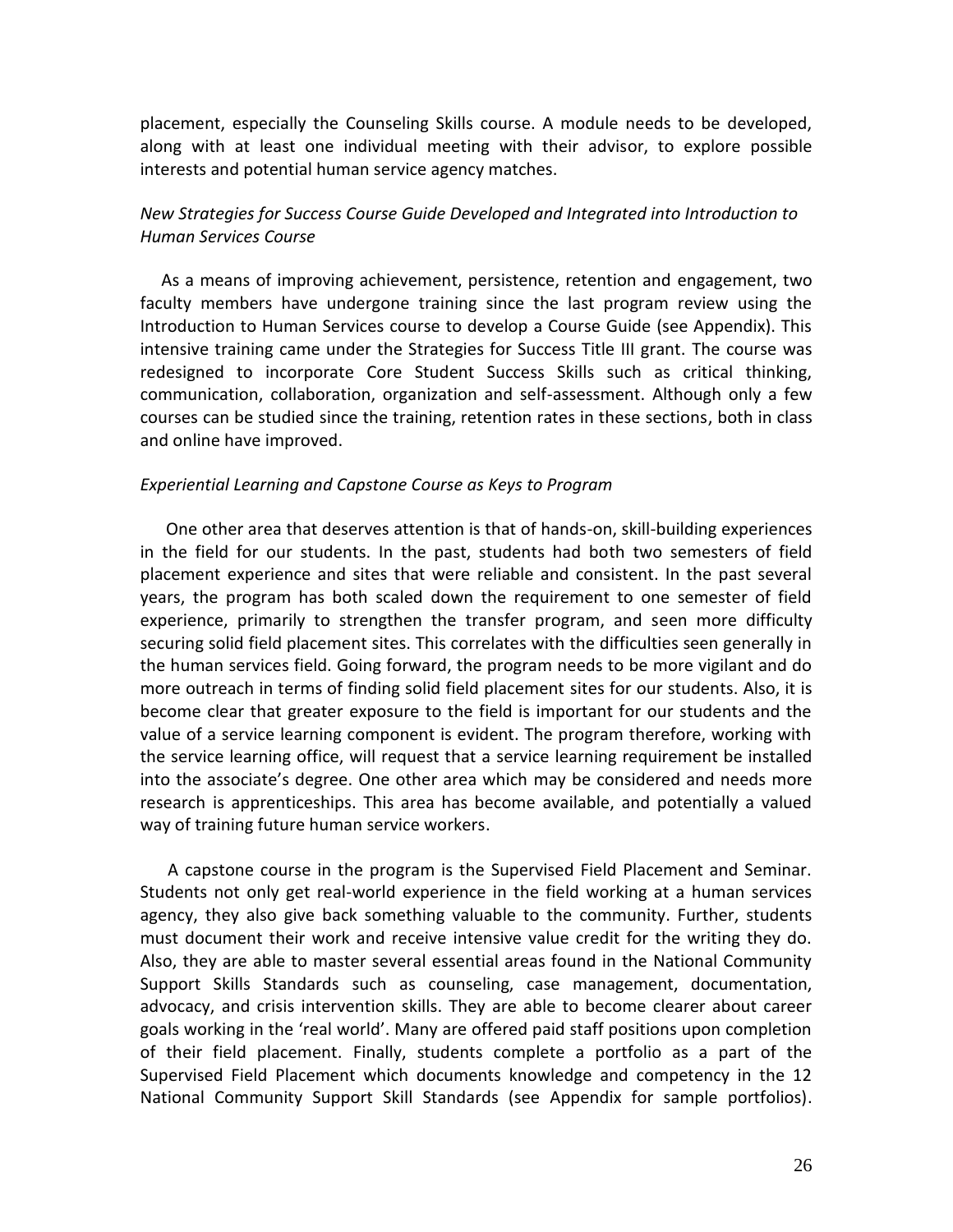placement, especially the Counseling Skills course. A module needs to be developed, along with at least one individual meeting with their advisor, to explore possible interests and potential human service agency matches.

*New Strategies for Success Course Guide Developed and Integrated into Introduction to Human Services Course*

As a means of improving achievement, persistence, retention and engagement, two faculty members have undergone training since the last program review using the Introduction to Human Services course to develop a Course Guide (see Appendix). This intensive training came under the Strategies for Success Title III grant. The course was redesigned to incorporate Core Student Success Skills such as critical thinking, communication, collaboration, organization and self-assessment. Although only a few courses can be studied since the training, retention rates in these sections, both in class and online have improved.

*Experiential Learning and Capstone Course as Keys to Program*

One other area that deserves attention is that of hands-on, skill-building experiences in the field for our students. In the past, students had both two semesters of field placement experience and sites that were reliable and consistent. In the past several years, the program has both scaled down the requirement to one semester of field experience, primarily to strengthen the transfer program, and seen more difficulty securing solid field placement sites. This correlates with the difficulties seen generally in the human services field. Going forward, the program needs to be more vigilant and do more outreach in terms of finding solid field placement sites for our students. Also, it is become clear that greater exposure to the field is important for our students and the value of a service learning component is evident. The program therefore, working with the service learning office, will request that a service learning requirement be installed into the associate's degree. One other area which may be considered and needs more research is apprenticeships. This area has become available, and potentially a valued way of training future human service workers.

A capstone course in the program is the Supervised Field Placement and Seminar. Students not only get real-world experience in the field working at a human services agency, they also give back something valuable to the community. Further, students must document their work and receive intensive value credit for the writing they do. Also, they are able to master several essential areas found in the National Community Support Skills Standards such as counseling, case management, documentation, advocacy, and crisis intervention skills. They are able to become clearer about career goals working in the 'real world'. Many are offered paid staff positions upon completion of their field placement. Finally, students complete a portfolio as a part of the Supervised Field Placement which documents knowledge and competency in the 12 National Community Support Skill Standards (see Appendix for sample portfolios).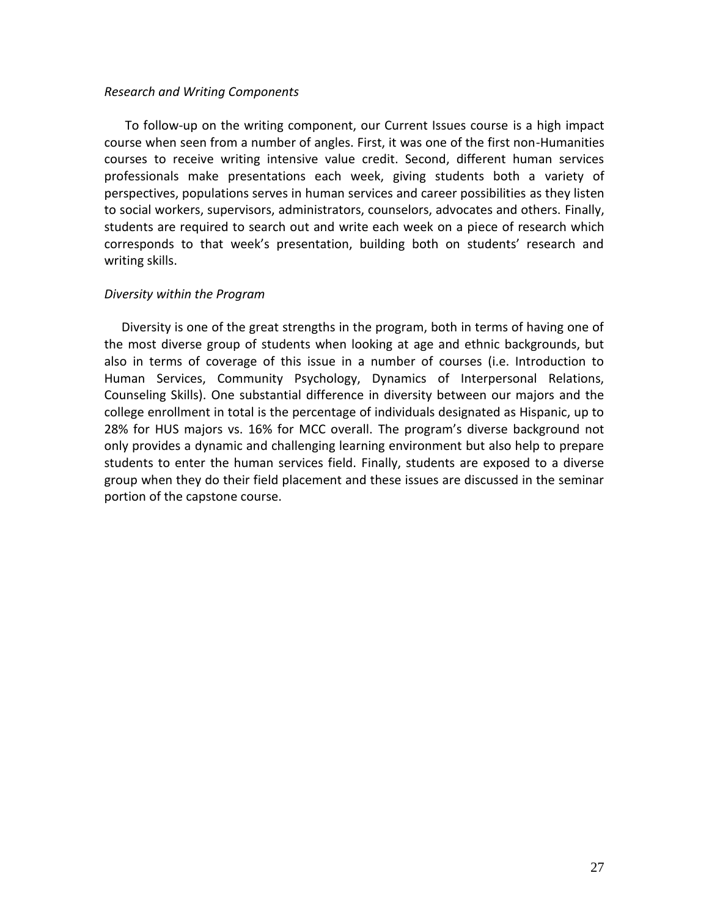*Research and Writing Components*

To follow-up on the writing component, our Current Issues course is a high impact course when seen from a number of angles. First, it was one of the first non-Humanities courses to receive writing intensive value credit. Second, different human services professionals make presentations each week, giving students both a variety of perspectives, populations serves in human services and career possibilities as they listen to social workers, supervisors, administrators, counselors, advocates and others. Finally, students are required to search out and write each week on a piece of research which corresponds to that week's presentation, building both on students' research and writing skills.

*Diversity within the Program*

Diversity is one of the great strengths in the program, both in terms of having one of the most diverse group of students when looking at age and ethnic backgrounds, but also in terms of coverage of this issue in a number of courses (i.e. Introduction to Human Services, Community Psychology, Dynamics of Interpersonal Relations, Counseling Skills). One substantial difference in diversity between our majors and the college enrollment in total is the percentage of individuals designated as Hispanic, up to 28% for HUS majors vs. 16% for MCC overall. The program's diverse background not only provides a dynamic and challenging learning environment but also help to prepare students to enter the human services field. Finally, students are exposed to a diverse group when they do their field placement and these issues are discussed in the seminar portion of the capstone course.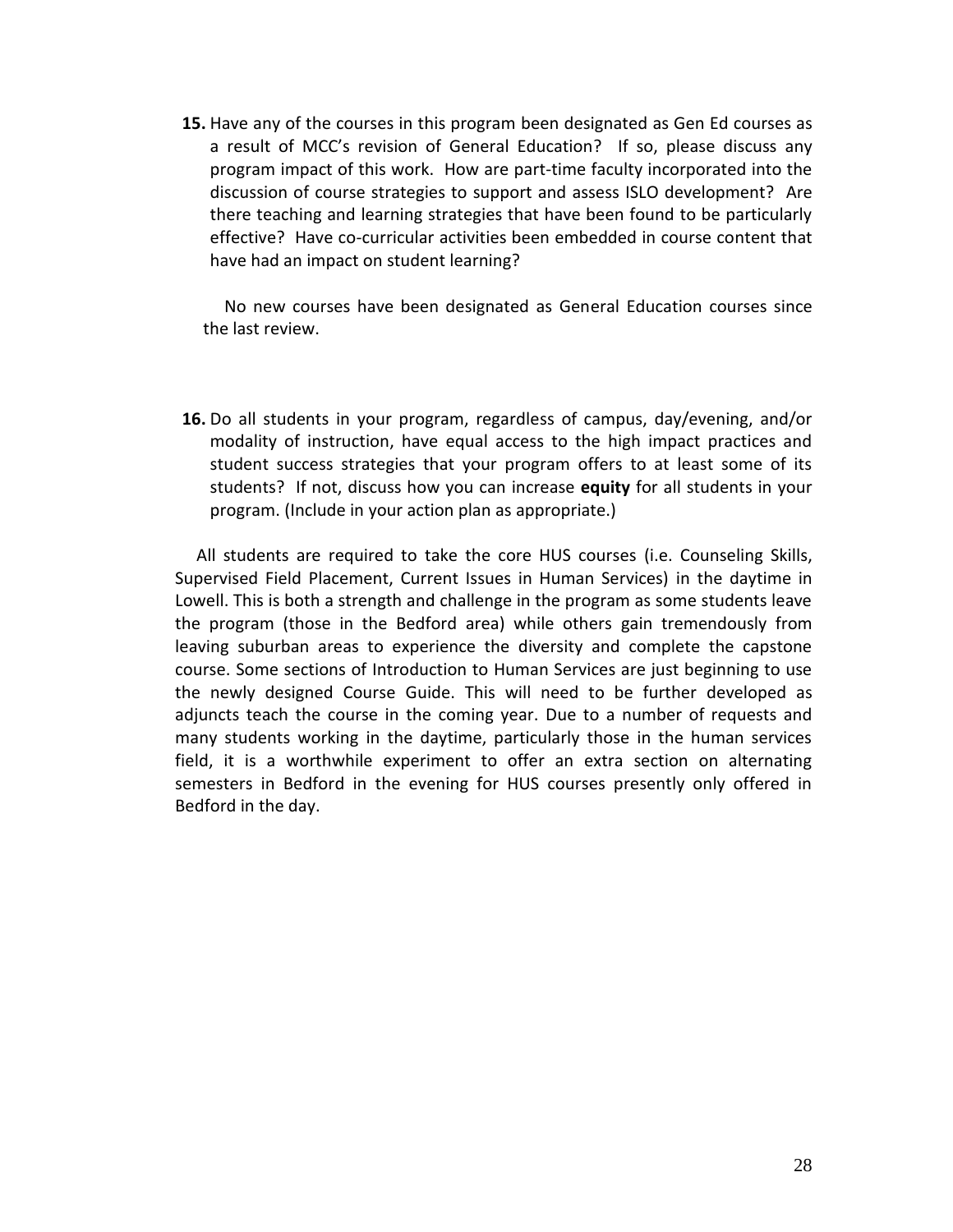**15.** Have any of the courses in this program been designated as Gen Ed courses as a result of MCC's revision of General Education? If so, please discuss any program impact of this work. How are part-time faculty incorporated into the discussion of course strategies to support and assess ISLO development? Are there teaching and learning strategies that have been found to be particularly effective? Have co-curricular activities been embedded in course content that have had an impact on student learning?

No new courses have been designated as General Education courses since the last review.

**16.** Do all students in your program, regardless of campus, day/evening, and/or modality of instruction, have equal access to the high impact practices and student success strategies that your program offers to at least some of its students? If not, discuss how you can increase **equity** for all students in your program. (Include in your action plan as appropriate.)

All students are required to take the core HUS courses (i.e. Counseling Skills, Supervised Field Placement, Current Issues in Human Services) in the daytime in Lowell. This is both a strength and challenge in the program as some students leave the program (those in the Bedford area) while others gain tremendously from leaving suburban areas to experience the diversity and complete the capstone course. Some sections of Introduction to Human Services are just beginning to use the newly designed Course Guide. This will need to be further developed as adjuncts teach the course in the coming year. Due to a number of requests and many students working in the daytime, particularly those in the human services field, it is a worthwhile experiment to offer an extra section on alternating semesters in Bedford in the evening for HUS courses presently only offered in Bedford in the day.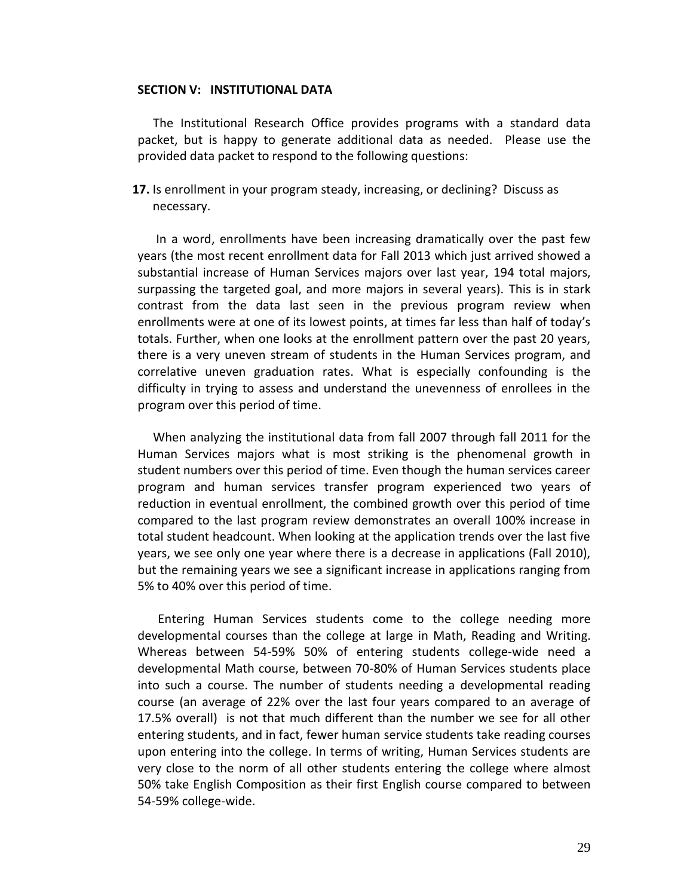## SECTION V: INSTITUTIONAL DATA

The Institutional Research Office provides programs with a standard data packet, but is happy to generate additional data as needed. Please use the provided data packet to respond to the following questions:

**17.** Is enrollment in your program steady, increasing, or declining? Discuss as necessary.

In a word, enrollments have been increasing dramatically over the past few years (the most recent enrollment data for Fall 2013 which just arrived showed a substantial increase of Human Services majors over last year, 194 total majors, surpassing the targeted goal, and more majors in several years). This is in stark contrast from the data last seen in the previous program review when enrollments were at one of its lowest points, at times far less than half of today's totals. Further, when one looks at the enrollment pattern over the past 20 years, there is a very uneven stream of students in the Human Services program, and correlative uneven graduation rates. What is especially confounding is the difficulty in trying to assess and understand the unevenness of enrollees in the program over this period of time.

When analyzing the institutional data from fall 2007 through fall 2011 for the Human Services majors what is most striking is the phenomenal growth in student numbers over this period of time. Even though the human services career program and human services transfer program experienced two years of reduction in eventual enrollment, the combined growth over this period of time compared to the last program review demonstrates an overall 100% increase in total student headcount. When looking at the application trends over the last five years, we see only one year where there is a decrease in applications (Fall 2010), but the remaining years we see a significant increase in applications ranging from 5% to 40% over this period of time.

Entering Human Services students come to the college needing more developmental courses than the college at large in Math, Reading and Writing. Whereas between 54-59% 50% of entering students college-wide need a developmental Math course, between 70-80% of Human Services students place into such a course. The number of students needing a developmental reading course (an average of 22% over the last four years compared to an average of 17.5% overall) is not that much different than the number we see for all other entering students, and in fact, fewer human service students take reading courses upon entering into the college. In terms of writing, Human Services students are very close to the norm of all other students entering the college where almost 50% take English Composition as their first English course compared to between 54-59% college-wide.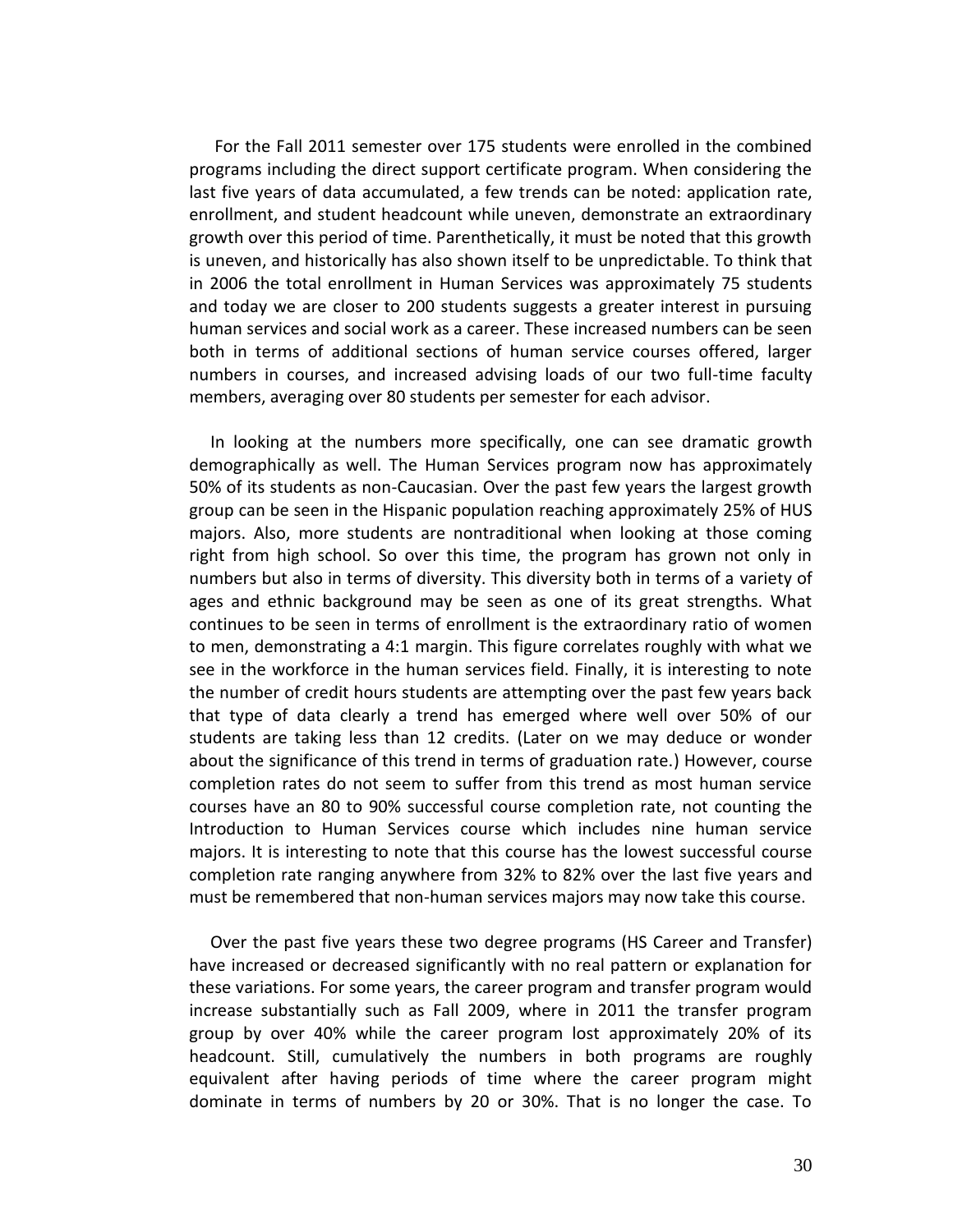For the Fall 2011 semester over 175 students were enrolled in the combined programs including the direct support certificate program. When considering the last five years of data accumulated, a few trends can be noted: application rate, enrollment, and student headcount while uneven, demonstrate an extraordinary growth over this period of time. Parenthetically, it must be noted that this growth is uneven, and historically has also shown itself to be unpredictable. To think that in 2006 the total enrollment in Human Services was approximately 75 students and today we are closer to 200 students suggests a greater interest in pursuing human services and social work as a career. These increased numbers can be seen both in terms of additional sections of human service courses offered, larger numbers in courses, and increased advising loads of our two full-time faculty members, averaging over 80 students per semester for each advisor.

In looking at the numbers more specifically, one can see dramatic growth demographically as well. The Human Services program now has approximately 50% of its students as non-Caucasian. Over the past few years the largest growth group can be seen in the Hispanic population reaching approximately 25% of HUS majors. Also, more students are nontraditional when looking at those coming right from high school. So over this time, the program has grown not only in numbers but also in terms of diversity. This diversity both in terms of a variety of ages and ethnic background may be seen as one of its great strengths. What continues to be seen in terms of enrollment is the extraordinary ratio of women to men, demonstrating a 4:1 margin. This figure correlates roughly with what we see in the workforce in the human services field. Finally, it is interesting to note the number of credit hours students are attempting over the past few years back that type of data clearly a trend has emerged where well over 50% of our students are taking less than 12 credits. (Later on we may deduce or wonder about the significance of this trend in terms of graduation rate.) However, course completion rates do not seem to suffer from this trend as most human service courses have an 80 to 90% successful course completion rate, not counting the Introduction to Human Services course which includes nine human service majors. It is interesting to note that this course has the lowest successful course completion rate ranging anywhere from 32% to 82% over the last five years and must be remembered that non-human services majors may now take this course.

Over the past five years these two degree programs (HS Career and Transfer) have increased or decreased significantly with no real pattern or explanation for these variations. For some years, the career program and transfer program would increase substantially such as Fall 2009, where in 2011 the transfer program group by over 40% while the career program lost approximately 20% of its headcount. Still, cumulatively the numbers in both programs are roughly equivalent after having periods of time where the career program might dominate in terms of numbers by 20 or 30%. That is no longer the case. To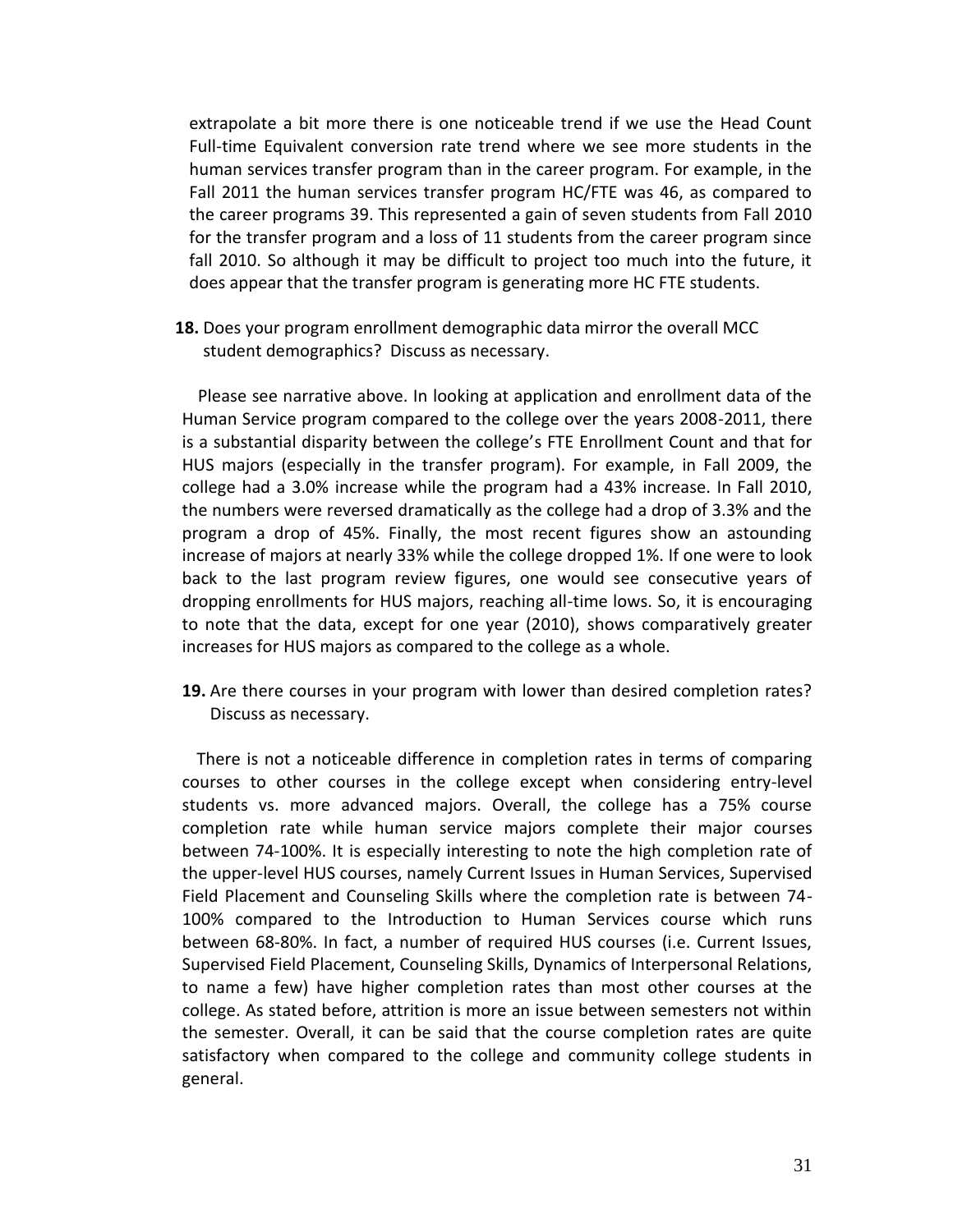extrapolate a bit more there is one noticeable trend if we use the Head Count Full-time Equivalent conversion rate trend where we see more students in the human services transfer program than in the career program. For example, in the Fall 2011 the human services transfer program HC/FTE was 46, as compared to the career programs 39. This represented a gain of seven students from Fall 2010 for the transfer program and a loss of 11 students from the career program since fall 2010. So although it may be difficult to project too much into the future, it does appear that the transfer program is generating more HC FTE students.

**18.** Does your program enrollment demographic data mirror the overall MCC student demographics? Discuss as necessary.

Please see narrative above. In looking at application and enrollment data of the Human Service program compared to the college over the years 2008-2011, there is a substantial disparity between the college's FTE Enrollment Count and that for HUS majors (especially in the transfer program). For example, in Fall 2009, the college had a 3.0% increase while the program had a 43% increase. In Fall 2010, the numbers were reversed dramatically as the college had a drop of 3.3% and the program a drop of 45%. Finally, the most recent figures show an astounding increase of majors at nearly 33% while the college dropped 1%. If one were to look back to the last program review figures, one would see consecutive years of dropping enrollments for HUS majors, reaching all-time lows. So, it is encouraging to note that the data, except for one year (2010), shows comparatively greater increases for HUS majors as compared to the college as a whole.

**19.** Are there courses in your program with lower than desired completion rates? Discuss as necessary.

There is not a noticeable difference in completion rates in terms of comparing courses to other courses in the college except when considering entry-level students vs. more advanced majors. Overall, the college has a 75% course completion rate while human service majors complete their major courses between 74-100%. It is especially interesting to note the high completion rate of the upper-level HUS courses, namely Current Issues in Human Services, Supervised Field Placement and Counseling Skills where the completion rate is between 74-100% compared to the Introduction to Human Services course which runs between 68-80%. In fact, a number of required HUS courses (i.e. Current Issues, Supervised Field Placement, Counseling Skills, Dynamics of Interpersonal Relations, to name a few) have higher completion rates than most other courses at the college. As stated before, attrition is more an issue between semesters not within the semester. Overall, it can be said that the course completion rates are quite satisfactory when compared to the college and community college students in general.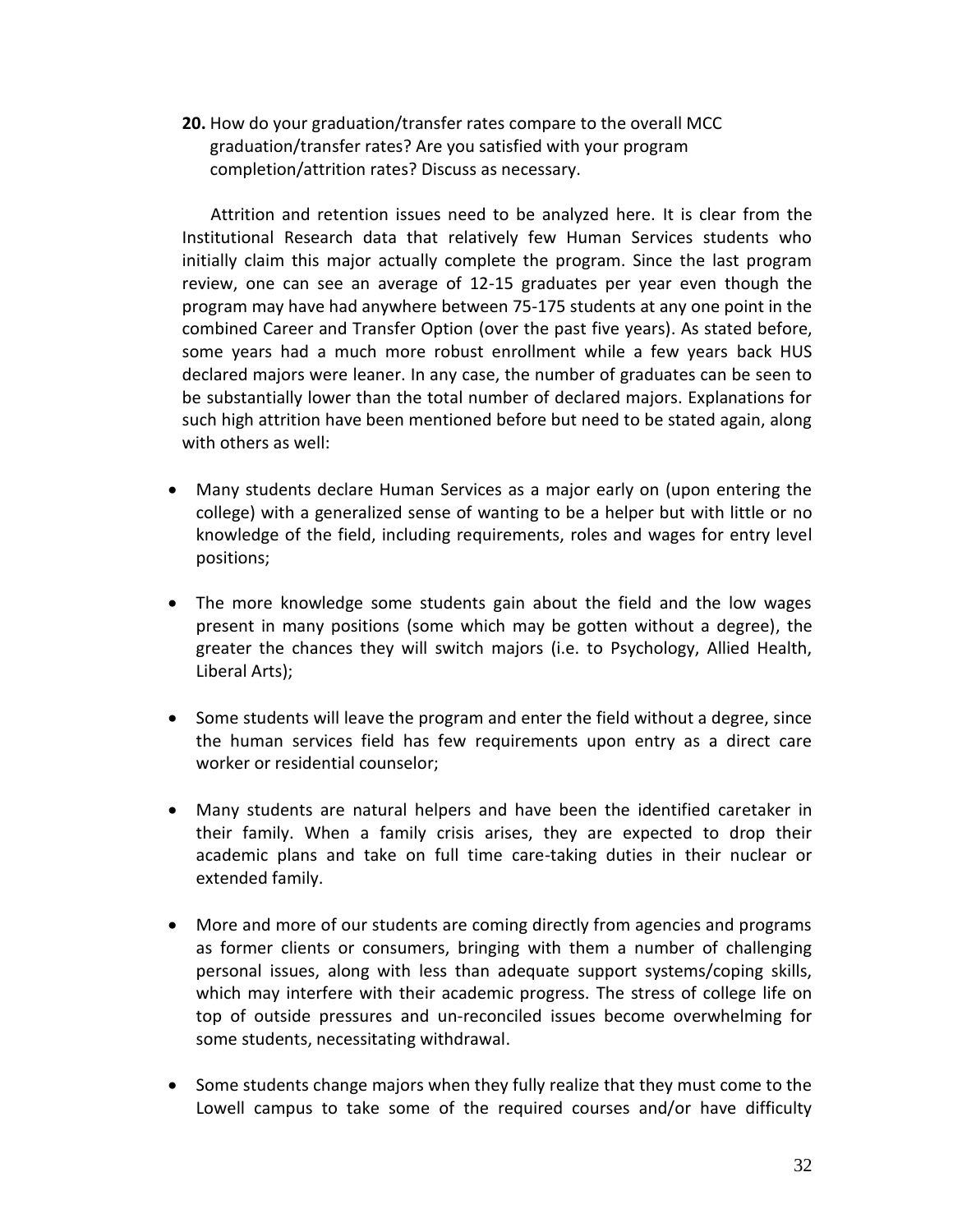**20.** How do your graduation/transfer rates compare to the overall MCC graduation/transfer rates? Are you satisfied with your program completion/attrition rates? Discuss as necessary.

Attrition and retention issues need to be analyzed here. It is clear from the Institutional Research data that relatively few Human Services students who initially claim this major actually complete the program. Since the last program review, one can see an average of 12-15 graduates per year even though the program may have had anywhere between 75-175 students at any one point in the combined Career and Transfer Option (over the past five years). As stated before, some years had a much more robust enrollment while a few years back HUS declared majors were leaner. In any case, the number of graduates can be seen to be substantially lower than the total number of declared majors. Explanations for such high attrition have been mentioned before but need to be stated again, along with others as well:

- Many students declare Human Services as a major early on (upon entering the college) with a generalized sense of wanting to be a helper but with little or no knowledge of the field, including requirements, roles and wages for entry level positions;
- The more knowledge some students gain about the field and the low wages present in many positions (some which may be gotten without a degree), the greater the chances they will switch majors (i.e. to Psychology, Allied Health, Liberal Arts);
- Some students will leave the program and enter the field without a degree, since the human services field has few requirements upon entry as a direct care worker or residential counselor;
- Many students are natural helpers and have been the identified caretaker in their family. When a family crisis arises, they are expected to drop their academic plans and take on full time care-taking duties in their nuclear or extended family.
- More and more of our students are coming directly from agencies and programs as former clients or consumers, bringing with them a number of challenging personal issues, along with less than adequate support systems/coping skills, which may interfere with their academic progress. The stress of college life on top of outside pressures and un-reconciled issues become overwhelming for some students, necessitating withdrawal.
- Some students change majors when they fully realize that they must come to the Lowell campus to take some of the required courses and/or have difficulty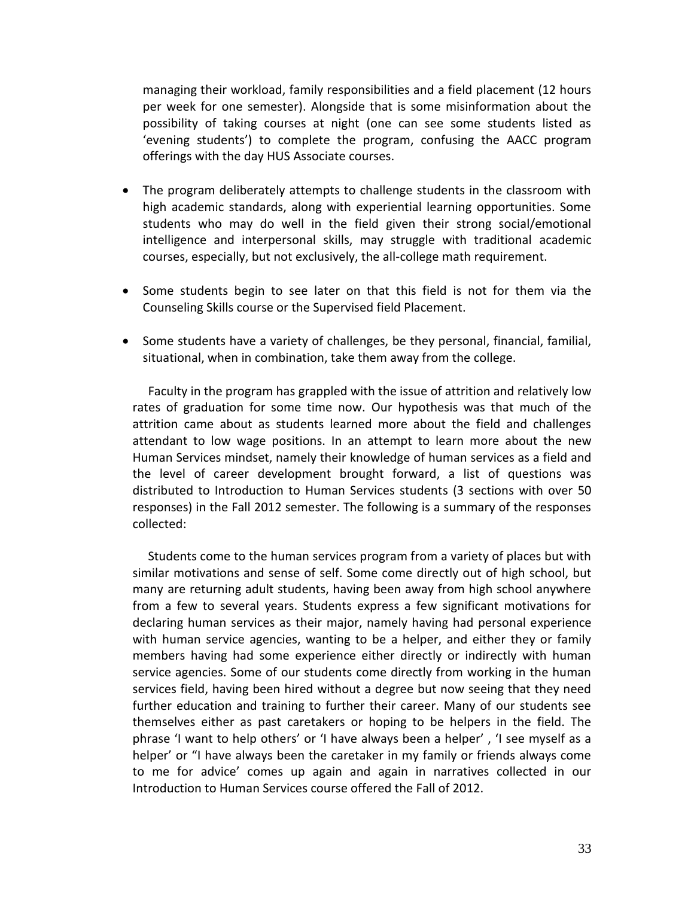managing their workload, family responsibilities and a field placement (12 hours per week for one semester). Alongside that is some misinformation about the possibility of taking courses at night (one can see some students listed as 'evening students') to complete the program, confusing the AACC program offerings with the day HUS Associate courses.

- The program deliberately attempts to challenge students in the classroom with high academic standards, along with experiential learning opportunities. Some students who may do well in the field given their strong social/emotional intelligence and interpersonal skills, may struggle with traditional academic courses, especially, but not exclusively, the all-college math requirement.

- Some students begin to see later on that this field is not for them via the Counseling Skills course or the Supervised field Placement.

- Some students have a variety of challenges, be they personal, financial, familial, situational, when in combination, take them away from the college.

Faculty in the program has grappled with the issue of attrition and relatively low rates of graduation for some time now. Our hypothesis was that much of the attrition came about as students learned more about the field and challenges attendant to low wage positions. In an attempt to learn more about the new Human Services mindset, namely their knowledge of human services as a field and the level of career development brought forward, a list of questions was distributed to Introduction to Human Services students (3 sections with over 50 responses) in the Fall 2012 semester. The following is a summary of the responses collected:

Students come to the human services program from a variety of places but with similar motivations and sense of self. Some come directly out of high school, but many are returning adult students, having been away from high school anywhere from a few to several years. Students express a few significant motivations for declaring human services as their major, namely having had personal experience with human service agencies, wanting to be a helper, and either they or family members having had some experience either directly or indirectly with human service agencies. Some of our students come directly from working in the human services field, having been hired without a degree but now seeing that they need further education and training to further their career. Many of our students see themselves either as past caretakers or hoping to be helpers in the field. The phrase 'I want to help others' or 'I have always been a helper' , 'I see myself as a helper' or "I have always been the caretaker in my family or friends always come to me for advice' comes up again and again in narratives collected in our Introduction to Human Services course offered the Fall of 2012.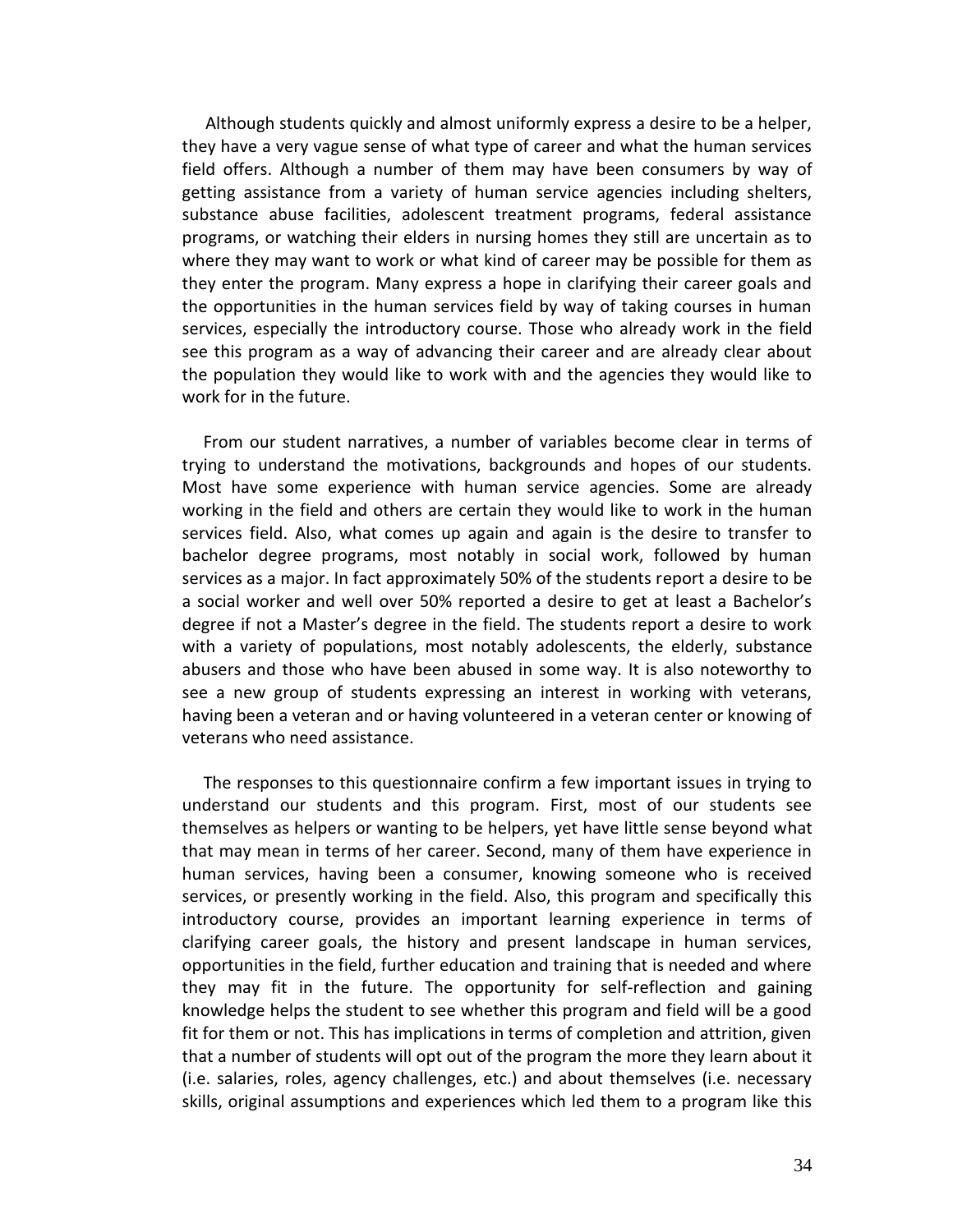Although students quickly and almost uniformly express a desire to be a helper, they have a very vague sense of what type of career and what the human services field offers. Although a number of them may have been consumers by way of getting assistance from a variety of human service agencies including shelters, substance abuse facilities, adolescent treatment programs, federal assistance programs, or watching their elders in nursing homes they still are uncertain as to where they may want to work or what kind of career may be possible for them as they enter the program. Many express a hope in clarifying their career goals and the opportunities in the human services field by way of taking courses in human services, especially the introductory course. Those who already work in the field see this program as a way of advancing their career and are already clear about the population they would like to work with and the agencies they would like to work for in the future.

From our student narratives, a number of variables become clear in terms of trying to understand the motivations, backgrounds and hopes of our students. Most have some experience with human service agencies. Some are already working in the field and others are certain they would like to work in the human services field. Also, what comes up again and again is the desire to transfer to bachelor degree programs, most notably in social work, followed by human services as a major. In fact approximately 50% of the students report a desire to be a social worker and well over 50% reported a desire to get at least a Bachelor's degree if not a Master's degree in the field. The students report a desire to work with a variety of populations, most notably adolescents, the elderly, substance abusers and those who have been abused in some way. It is also noteworthy to see a new group of students expressing an interest in working with veterans, having been a veteran and or having volunteered in a veteran center or knowing of veterans who need assistance.

The responses to this questionnaire confirm a few important issues in trying to understand our students and this program. First, most of our students see themselves as helpers or wanting to be helpers, yet have little sense beyond what that may mean in terms of her career. Second, many of them have experience in human services, having been a consumer, knowing someone who is received services, or presently working in the field. Also, this program and specifically this introductory course, provides an important learning experience in terms of clarifying career goals, the history and present landscape in human services, opportunities in the field, further education and training that is needed and where they may fit in the future. The opportunity for self-reflection and gaining knowledge helps the student to see whether this program and field will be a good fit for them or not. This has implications in terms of completion and attrition, given that a number of students will opt out of the program the more they learn about it (i.e. salaries, roles, agency challenges, etc.) and about themselves (i.e. necessary skills, original assumptions and experiences which led them to a program like this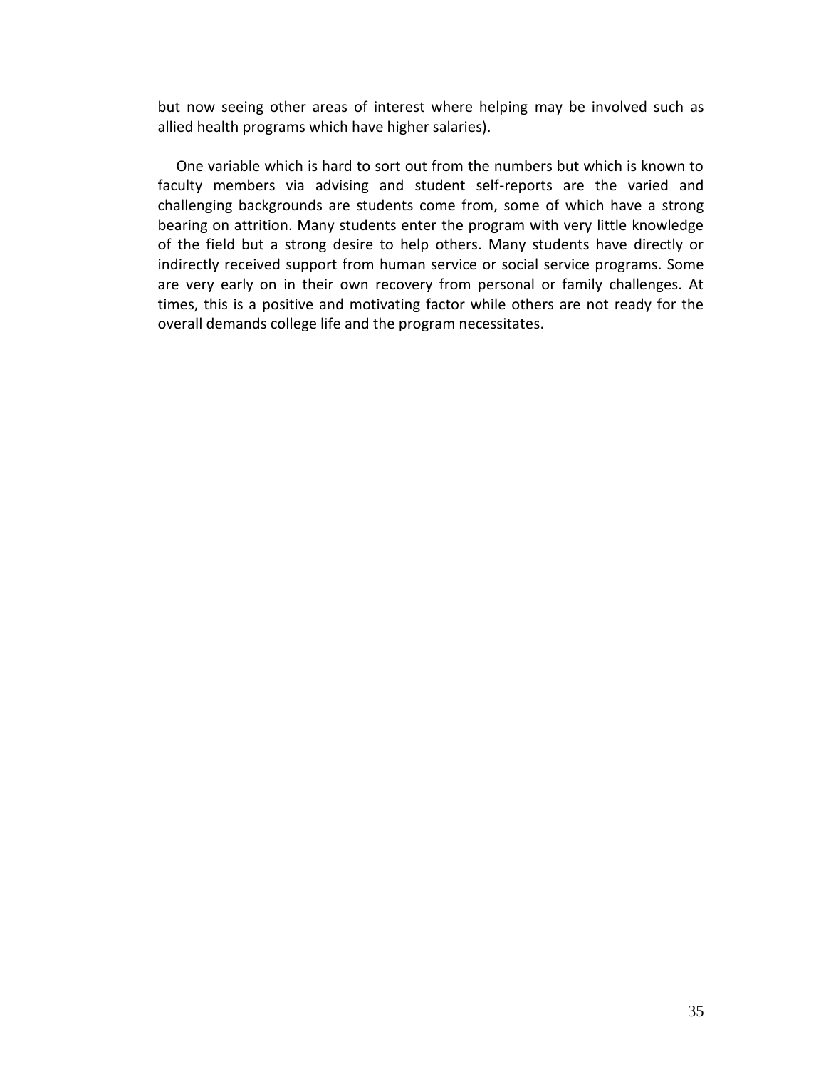but now seeing other areas of interest where helping may be involved such as allied health programs which have higher salaries).

One variable which is hard to sort out from the numbers but which is known to faculty members via advising and student self-reports are the varied and challenging backgrounds are students come from, some of which have a strong bearing on attrition. Many students enter the program with very little knowledge of the field but a strong desire to help others. Many students have directly or indirectly received support from human service or social service programs. Some are very early on in their own recovery from personal or family challenges. At times, this is a positive and motivating factor while others are not ready for the overall demands college life and the program necessitates.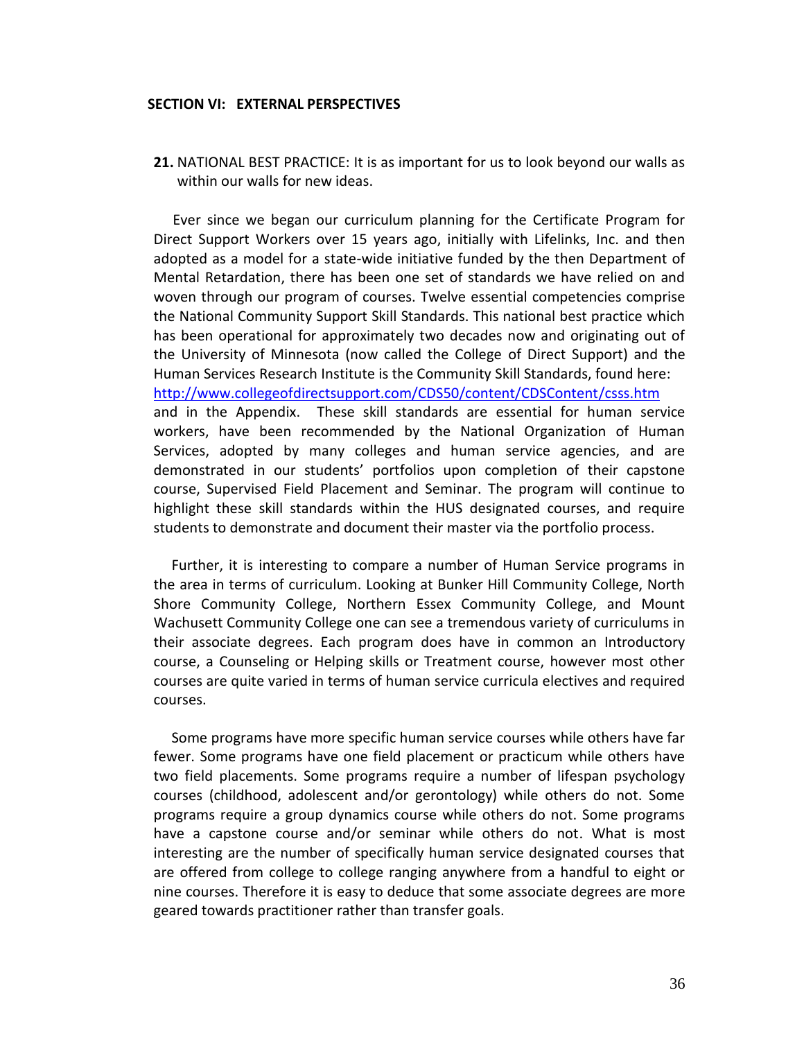## SECTION VI: EXTERNAL PERSPECTIVES

**21.** NATIONAL BEST PRACTICE: It is as important for us to look beyond our walls as within our walls for new ideas.

Ever since we began our curriculum planning for the Certificate Program for Direct Support Workers over 15 years ago, initially with Lifelinks, Inc. and then adopted as a model for a state-wide initiative funded by the then Department of Mental Retardation, there has been one set of standards we have relied on and woven through our program of courses. Twelve essential competencies comprise the National Community Support Skill Standards. This national best practice which has been operational for approximately two decades now and originating out of the University of Minnesota (now called the College of Direct Support) and the Human Services Research Institute is the Community Skill Standards, found here: http://www.collegeofdirectsupport.com/CDS50/content/CDSContent/csss.htm and in the Appendix. These skill standards are essential for human service workers, have been recommended by the National Organization of Human Services, adopted by many colleges and human service agencies, and are demonstrated in our students' portfolios upon completion of their capstone course, Supervised Field Placement and Seminar. The program will continue to highlight these skill standards within the HUS designated courses, and require students to demonstrate and document their master via the portfolio process.

Further, it is interesting to compare a number of Human Service programs in the area in terms of curriculum. Looking at Bunker Hill Community College, North Shore Community College, Northern Essex Community College, and Mount Wachusett Community College one can see a tremendous variety of curriculums in their associate degrees. Each program does have in common an Introductory course, a Counseling or Helping skills or Treatment course, however most other courses are quite varied in terms of human service curricula electives and required courses.

Some programs have more specific human service courses while others have far fewer. Some programs have one field placement or practicum while others have two field placements. Some programs require a number of lifespan psychology courses (childhood, adolescent and/or gerontology) while others do not. Some programs require a group dynamics course while others do not. Some programs have a capstone course and/or seminar while others do not. What is most interesting are the number of specifically human service designated courses that are offered from college to college ranging anywhere from a handful to eight or nine courses. Therefore it is easy to deduce that some associate degrees are more geared towards practitioner rather than transfer goals.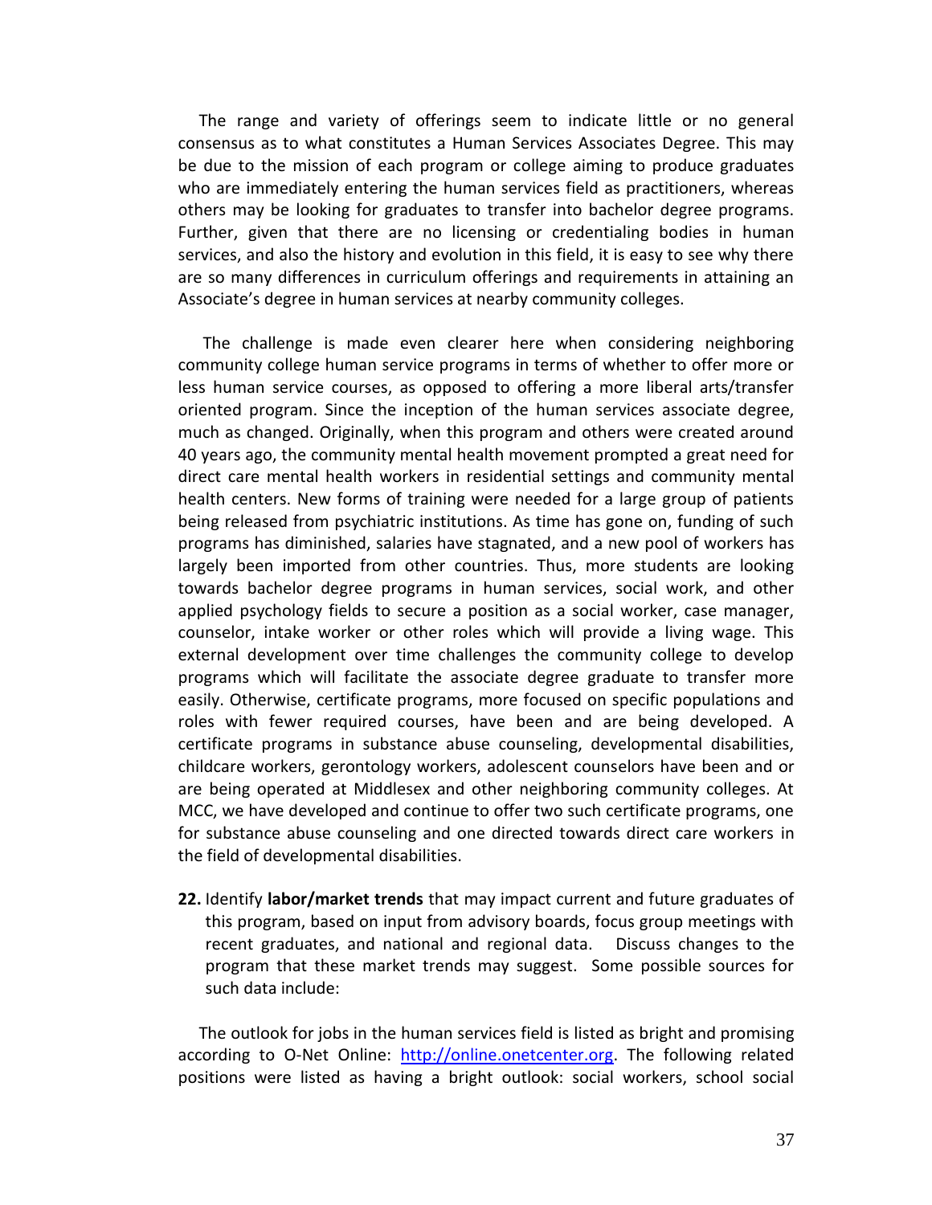The range and variety of offerings seem to indicate little or no general consensus as to what constitutes a Human Services Associates Degree. This may be due to the mission of each program or college aiming to produce graduates who are immediately entering the human services field as practitioners, whereas others may be looking for graduates to transfer into bachelor degree programs. Further, given that there are no licensing or credentialing bodies in human services, and also the history and evolution in this field, it is easy to see why there are so many differences in curriculum offerings and requirements in attaining an Associate's degree in human services at nearby community colleges.

The challenge is made even clearer here when considering neighboring community college human service programs in terms of whether to offer more or less human service courses, as opposed to offering a more liberal arts/transfer oriented program. Since the inception of the human services associate degree, much as changed. Originally, when this program and others were created around 40 years ago, the community mental health movement prompted a great need for direct care mental health workers in residential settings and community mental health centers. New forms of training were needed for a large group of patients being released from psychiatric institutions. As time has gone on, funding of such programs has diminished, salaries have stagnated, and a new pool of workers has largely been imported from other countries. Thus, more students are looking towards bachelor degree programs in human services, social work, and other applied psychology fields to secure a position as a social worker, case manager, counselor, intake worker or other roles which will provide a living wage. This external development over time challenges the community college to develop programs which will facilitate the associate degree graduate to transfer more easily. Otherwise, certificate programs, more focused on specific populations and roles with fewer required courses, have been and are being developed. A certificate programs in substance abuse counseling, developmental disabilities, childcare workers, gerontology workers, adolescent counselors have been and or are being operated at Middlesex and other neighboring community colleges. At MCC, we have developed and continue to offer two such certificate programs, one for substance abuse counseling and one directed towards direct care workers in the field of developmental disabilities.

22. Identify **labor/market trends** that may impact current and future graduates of this program, based on input from advisory boards, focus group meetings with recent graduates, and national and regional data. Discuss changes to the program that these market trends may suggest. Some possible sources for such data include:

The outlook for jobs in the human services field is listed as bright and promising according to O-Net Online: http://online.onetcenter.org. The following related positions were listed as having a bright outlook: social workers, school social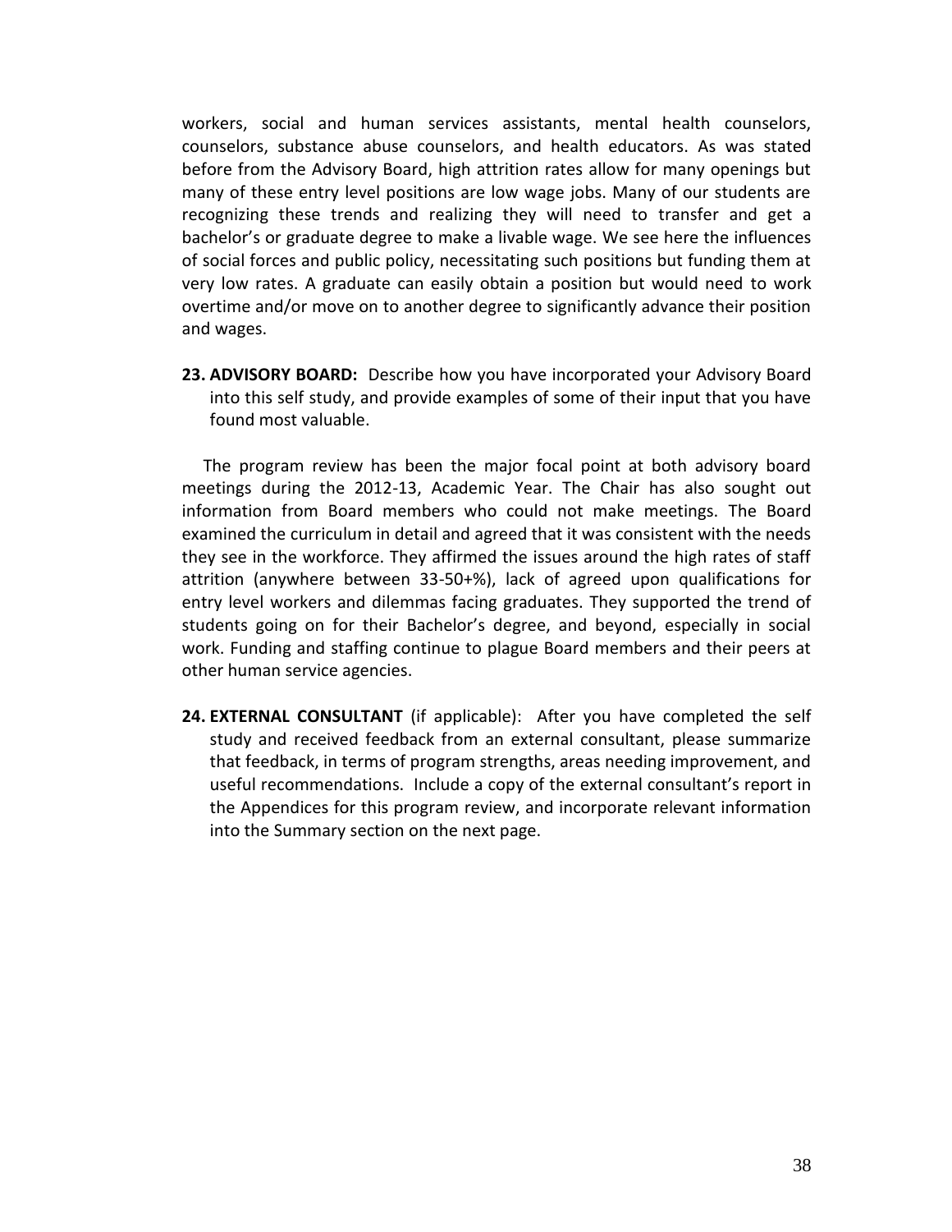workers, social and human services assistants, mental health counselors, counselors, substance abuse counselors, and health educators. As was stated before from the Advisory Board, high attrition rates allow for many openings but many of these entry level positions are low wage jobs. Many of our students are recognizing these trends and realizing they will need to transfer and get a bachelor's or graduate degree to make a livable wage. We see here the influences of social forces and public policy, necessitating such positions but funding them at very low rates. A graduate can easily obtain a position but would need to work overtime and/or move on to another degree to significantly advance their position and wages.

**23. ADVISORY BOARD:** Describe how you have incorporated your Advisory Board into this self study, and provide examples of some of their input that you have found most valuable.

The program review has been the major focal point at both advisory board meetings during the 2012-13, Academic Year. The Chair has also sought out information from Board members who could not make meetings. The Board examined the curriculum in detail and agreed that it was consistent with the needs they see in the workforce. They affirmed the issues around the high rates of staff attrition (anywhere between 33-50+%), lack of agreed upon qualifications for entry level workers and dilemmas facing graduates. They supported the trend of students going on for their Bachelor's degree, and beyond, especially in social work. Funding and staffing continue to plague Board members and their peers at other human service agencies.

**24. EXTERNAL CONSULTANT** (if applicable): After you have completed the self study and received feedback from an external consultant, please summarize that feedback, in terms of program strengths, areas needing improvement, and useful recommendations. Include a copy of the external consultant's report in the Appendices for this program review, and incorporate relevant information into the Summary section on the next page.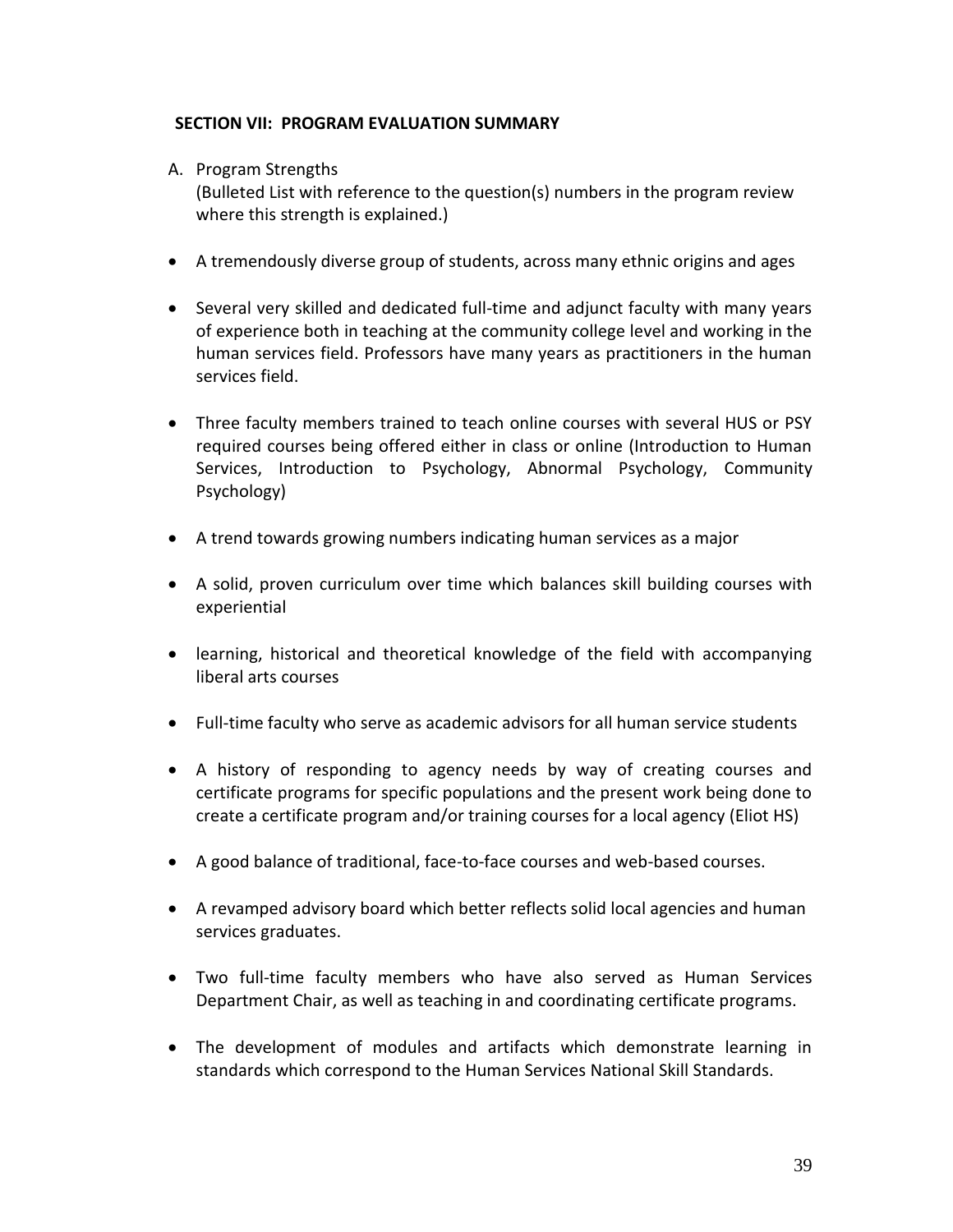## SECTION VII: PROGRAM EVALUATION SUMMARY

A. Program Strengths
   (Bulleted List with reference to the question(s) numbers in the program review where this strength is explained.)

- A tremendously diverse group of students, across many ethnic origins and ages
- Several very skilled and dedicated full-time and adjunct faculty with many years of experience both in teaching at the community college level and working in the human services field. Professors have many years as practitioners in the human services field.
- Three faculty members trained to teach online courses with several HUS or PSY required courses being offered either in class or online (Introduction to Human Services, Introduction to Psychology, Abnormal Psychology, Community Psychology)
- A trend towards growing numbers indicating human services as a major
- A solid, proven curriculum over time which balances skill building courses with experiential
- learning, historical and theoretical knowledge of the field with accompanying liberal arts courses
- Full-time faculty who serve as academic advisors for all human service students
- A history of responding to agency needs by way of creating courses and certificate programs for specific populations and the present work being done to create a certificate program and/or training courses for a local agency (Eliot HS)
- A good balance of traditional, face-to-face courses and web-based courses.
- A revamped advisory board which better reflects solid local agencies and human services graduates.
- Two full-time faculty members who have also served as Human Services Department Chair, as well as teaching in and coordinating certificate programs.
- The development of modules and artifacts which demonstrate learning in standards which correspond to the Human Services National Skill Standards.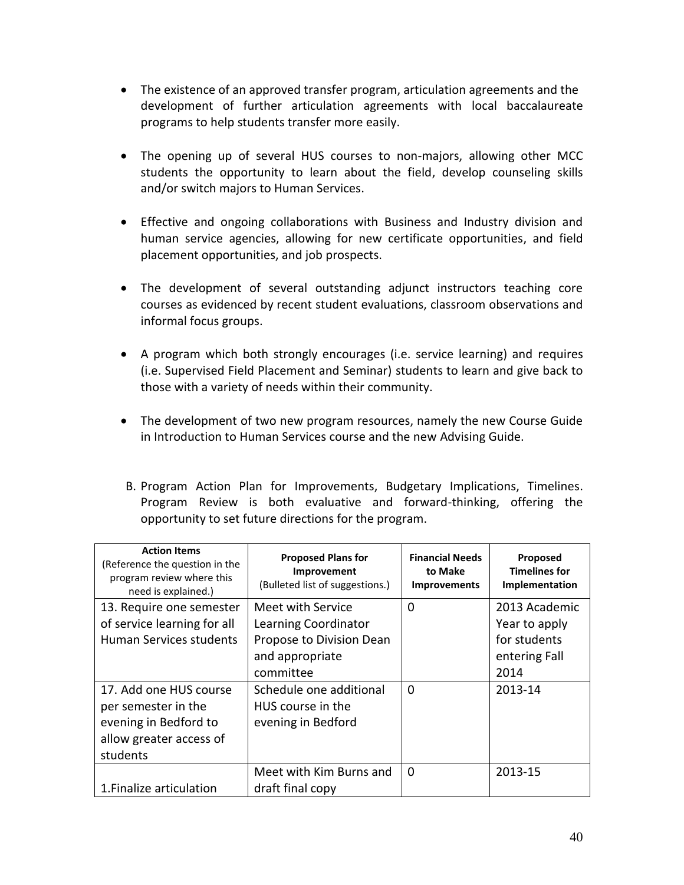- The existence of an approved transfer program, articulation agreements and the development of further articulation agreements with local baccalaureate programs to help students transfer more easily.

- The opening up of several HUS courses to non-majors, allowing other MCC students the opportunity to learn about the field, develop counseling skills and/or switch majors to Human Services.

- Effective and ongoing collaborations with Business and Industry division and human service agencies, allowing for new certificate opportunities, and field placement opportunities, and job prospects.

- The development of several outstanding adjunct instructors teaching core courses as evidenced by recent student evaluations, classroom observations and informal focus groups.

- A program which both strongly encourages (i.e. service learning) and requires (i.e. Supervised Field Placement and Seminar) students to learn and give back to those with a variety of needs within their community.

- The development of two new program resources, namely the new Course Guide in Introduction to Human Services course and the new Advising Guide.

B. Program Action Plan for Improvements, Budgetary Implications, Timelines. Program Review is both evaluative and forward-thinking, offering the opportunity to set future directions for the program.

| **Action Items** (Reference the question in the program review where this need is explained.) | **Proposed Plans for Improvement** (Bulleted list of suggestions.) | **Financial Needs to Make Improvements** | **Proposed Timelines for Implementation** |
|---|---|---|---|
| 13. Require one semester of service learning for all Human Services students | Meet with Service Learning Coordinator<br>Propose to Division Dean and appropriate committee | 0 | 2013 Academic Year to apply for students entering Fall 2014 |
| 17. Add one HUS course per semester in the evening in Bedford to allow greater access of students | Schedule one additional HUS course in the evening in Bedford | 0 | 2013-14 |
| 1.Finalize articulation | Meet with Kim Burns and draft final copy | 0 | 2013-15 |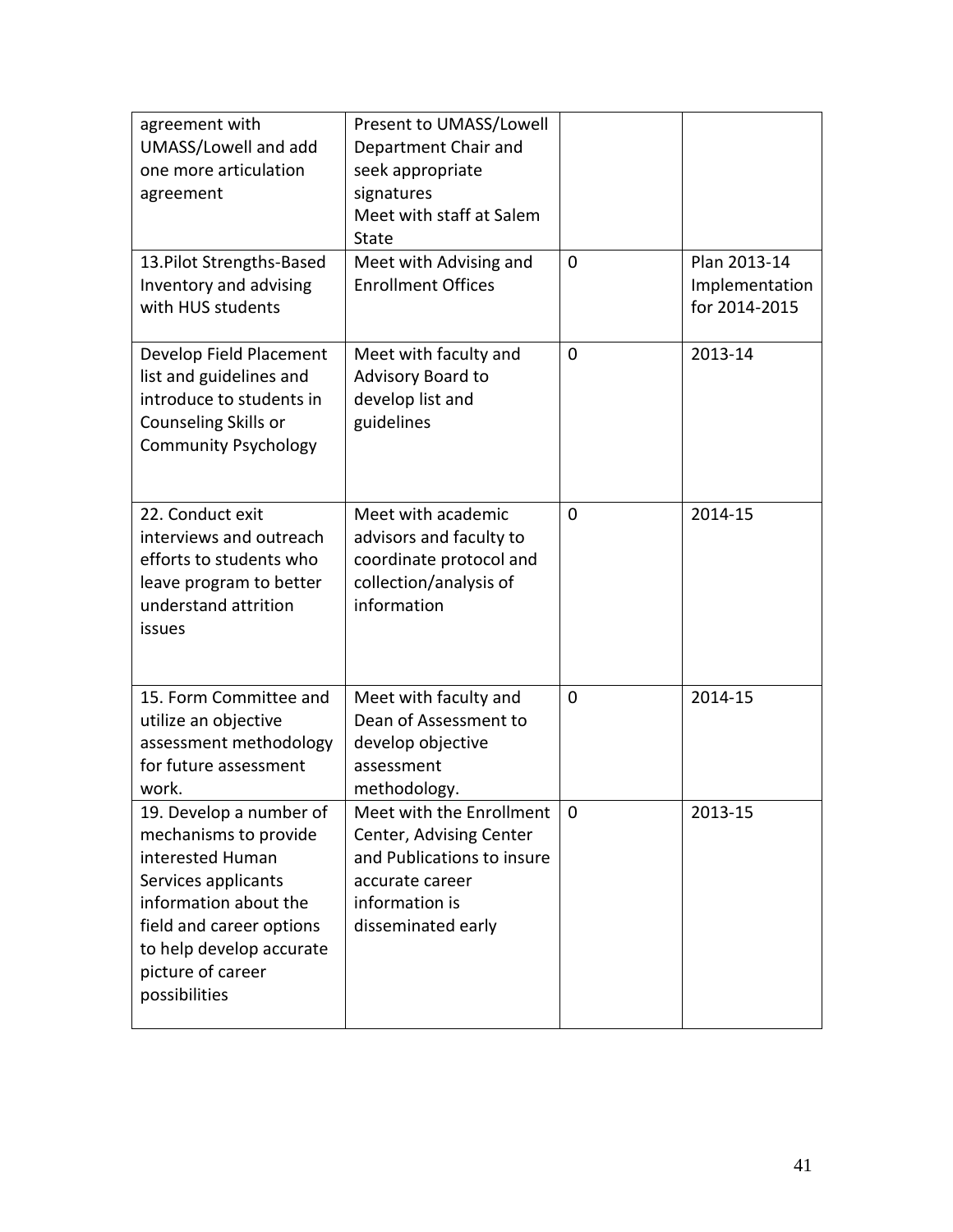| | | | |
|---|---|---|---|
| agreement with UMASS/Lowell and add one more articulation agreement | Present to UMASS/Lowell Department Chair and seek appropriate signatures<br>Meet with staff at Salem State | | |
| 13.Pilot Strengths-Based Inventory and advising with HUS students | Meet with Advising and Enrollment Offices | 0 | Plan 2013-14 Implementation for 2014-2015 |
| Develop Field Placement list and guidelines and introduce to students in Counseling Skills or Community Psychology | Meet with faculty and Advisory Board to develop list and guidelines | 0 | 2013-14 |
| 22. Conduct exit interviews and outreach efforts to students who leave program to better understand attrition issues | Meet with academic advisors and faculty to coordinate protocol and collection/analysis of information | 0 | 2014-15 |
| 15. Form Committee and utilize an objective assessment methodology for future assessment work. | Meet with faculty and Dean of Assessment to develop objective assessment methodology. | 0 | 2014-15 |
| 19. Develop a number of mechanisms to provide interested Human Services applicants information about the field and career options to help develop accurate picture of career possibilities | Meet with the Enrollment Center, Advising Center and Publications to insure accurate career information is disseminated early | 0 | 2013-15 |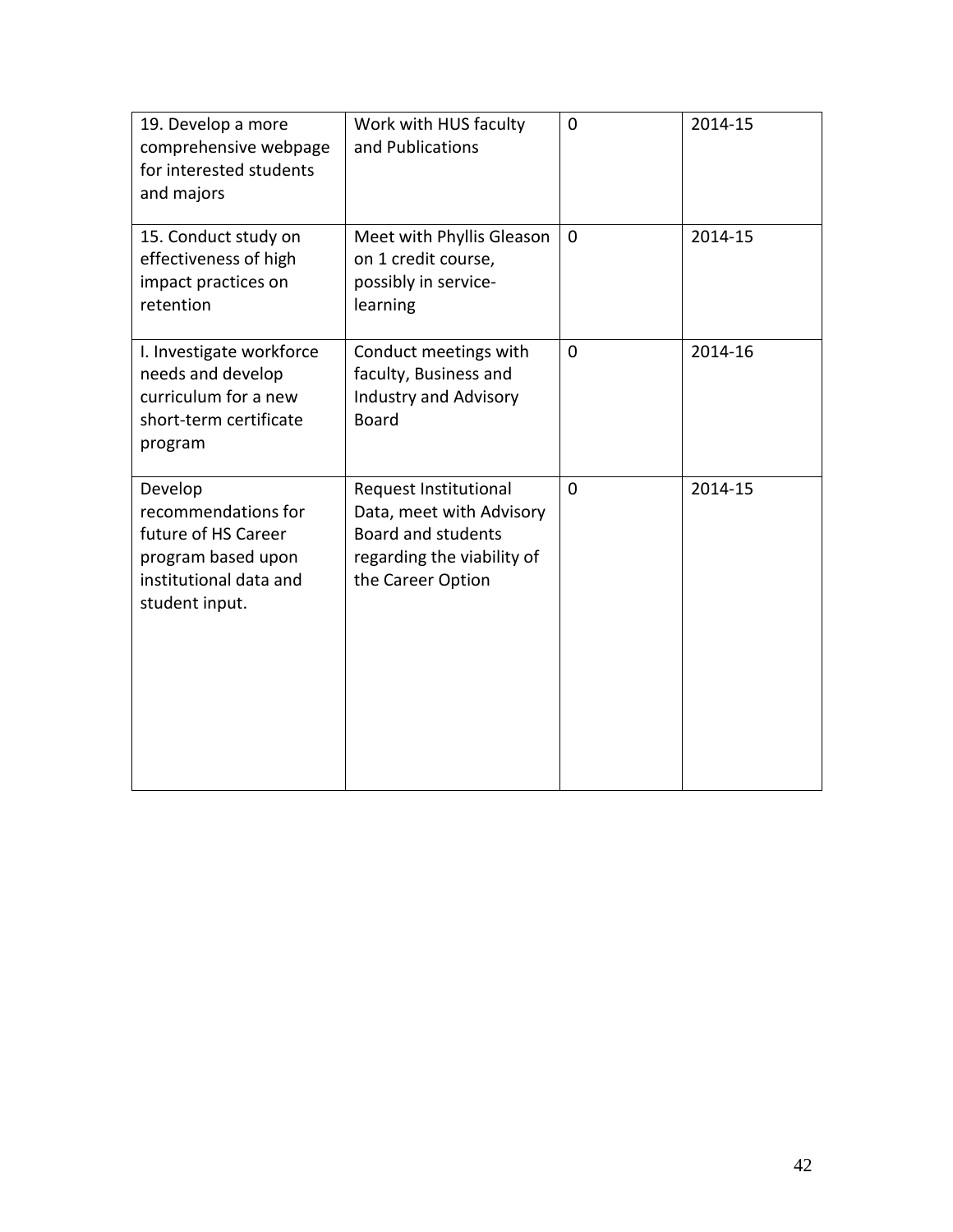| | | | |
|---|---|---|---|
| 19. Develop a more comprehensive webpage for interested students and majors | Work with HUS faculty and Publications | 0 | 2014-15 |
| 15. Conduct study on effectiveness of high impact practices on retention | Meet with Phyllis Gleason on 1 credit course, possibly in service-learning | 0 | 2014-15 |
| I. Investigate workforce needs and develop curriculum for a new short-term certificate program | Conduct meetings with faculty, Business and Industry and Advisory Board | 0 | 2014-16 |
| Develop recommendations for future of HS Career program based upon institutional data and student input. | Request Institutional Data, meet with Advisory Board and students regarding the viability of the Career Option | 0 | 2014-15 |